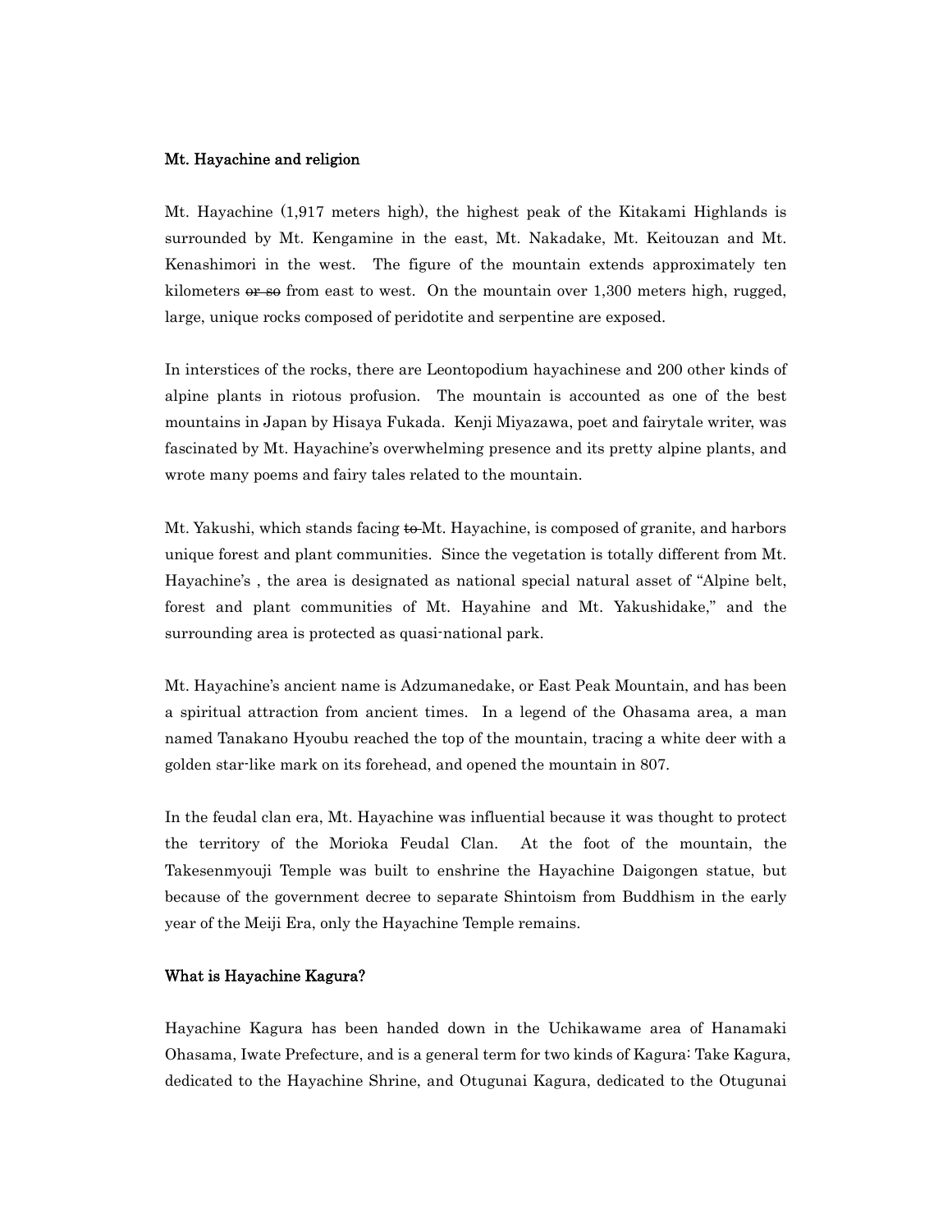**Mt. Hayachine and religion**

Mt. Hayachine (1,917 meters high), the highest peak of the Kitakami Highlands is surrounded by Mt. Kengamine in the east, Mt. Nakadake, Mt. Keitouzan and Mt. Kenashimori in the west. The figure of the mountain extends approximately ten kilometers ~~or so~~ from east to west. On the mountain over 1,300 meters high, rugged, large, unique rocks composed of peridotite and serpentine are exposed.

In interstices of the rocks, there are Leontopodium hayachinese and 200 other kinds of alpine plants in riotous profusion. The mountain is accounted as one of the best mountains in Japan by Hisaya Fukada. Kenji Miyazawa, poet and fairytale writer, was fascinated by Mt. Hayachine's overwhelming presence and its pretty alpine plants, and wrote many poems and fairy tales related to the mountain.

Mt. Yakushi, which stands facing ~~to~~ Mt. Hayachine, is composed of granite, and harbors unique forest and plant communities. Since the vegetation is totally different from Mt. Hayachine's , the area is designated as national special natural asset of "Alpine belt, forest and plant communities of Mt. Hayahine and Mt. Yakushidake," and the surrounding area is protected as quasi-national park.

Mt. Hayachine's ancient name is Adzumanedake, or East Peak Mountain, and has been a spiritual attraction from ancient times. In a legend of the Ohasama area, a man named Tanakano Hyoubu reached the top of the mountain, tracing a white deer with a golden star-like mark on its forehead, and opened the mountain in 807.

In the feudal clan era, Mt. Hayachine was influential because it was thought to protect the territory of the Morioka Feudal Clan. At the foot of the mountain, the Takesenmyouji Temple was built to enshrine the Hayachine Daigongen statue, but because of the government decree to separate Shintoism from Buddhism in the early year of the Meiji Era, only the Hayachine Temple remains.

**What is Hayachine Kagura?**

Hayachine Kagura has been handed down in the Uchikawame area of Hanamaki Ohasama, Iwate Prefecture, and is a general term for two kinds of Kagura: Take Kagura, dedicated to the Hayachine Shrine, and Otugunai Kagura, dedicated to the Otugunai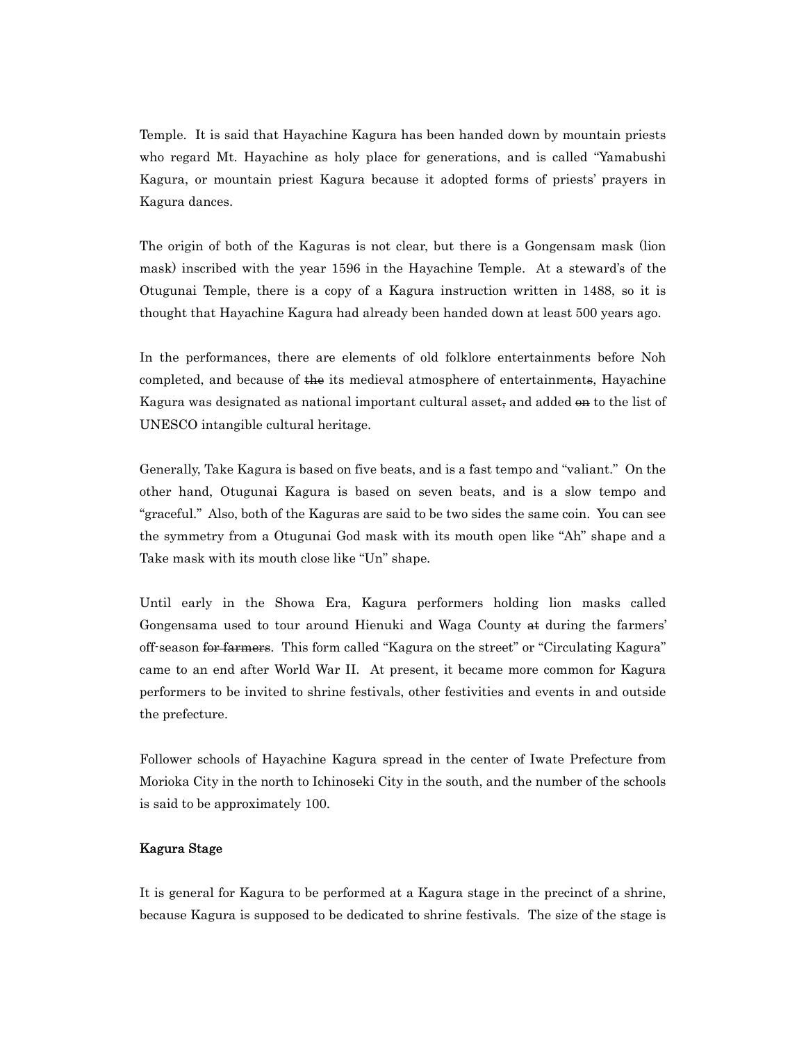Temple. It is said that Hayachine Kagura has been handed down by mountain priests who regard Mt. Hayachine as holy place for generations, and is called "Yamabushi Kagura, or mountain priest Kagura because it adopted forms of priests' prayers in Kagura dances.

The origin of both of the Kaguras is not clear, but there is a Gongensam mask (lion mask) inscribed with the year 1596 in the Hayachine Temple. At a steward's of the Otugunai Temple, there is a copy of a Kagura instruction written in 1488, so it is thought that Hayachine Kagura had already been handed down at least 500 years ago.

In the performances, there are elements of old folklore entertainments before Noh completed, and because of ~~the~~ its medieval atmosphere of entertainment~~s~~, Hayachine Kagura was designated as national important cultural asset~~,~~ and added ~~on~~ to the list of UNESCO intangible cultural heritage.

Generally, Take Kagura is based on five beats, and is a fast tempo and "valiant." On the other hand, Otugunai Kagura is based on seven beats, and is a slow tempo and "graceful." Also, both of the Kaguras are said to be two sides the same coin. You can see the symmetry from a Otugunai God mask with its mouth open like "Ah" shape and a Take mask with its mouth close like "Un" shape.

Until early in the Showa Era, Kagura performers holding lion masks called Gongensama used to tour around Hienuki and Waga County ~~at~~ during the farmers' off-season ~~for farmers~~. This form called "Kagura on the street" or "Circulating Kagura" came to an end after World War II. At present, it became more common for Kagura performers to be invited to shrine festivals, other festivities and events in and outside the prefecture.

Follower schools of Hayachine Kagura spread in the center of Iwate Prefecture from Morioka City in the north to Ichinoseki City in the south, and the number of the schools is said to be approximately 100.

**Kagura Stage**

It is general for Kagura to be performed at a Kagura stage in the precinct of a shrine, because Kagura is supposed to be dedicated to shrine festivals. The size of the stage is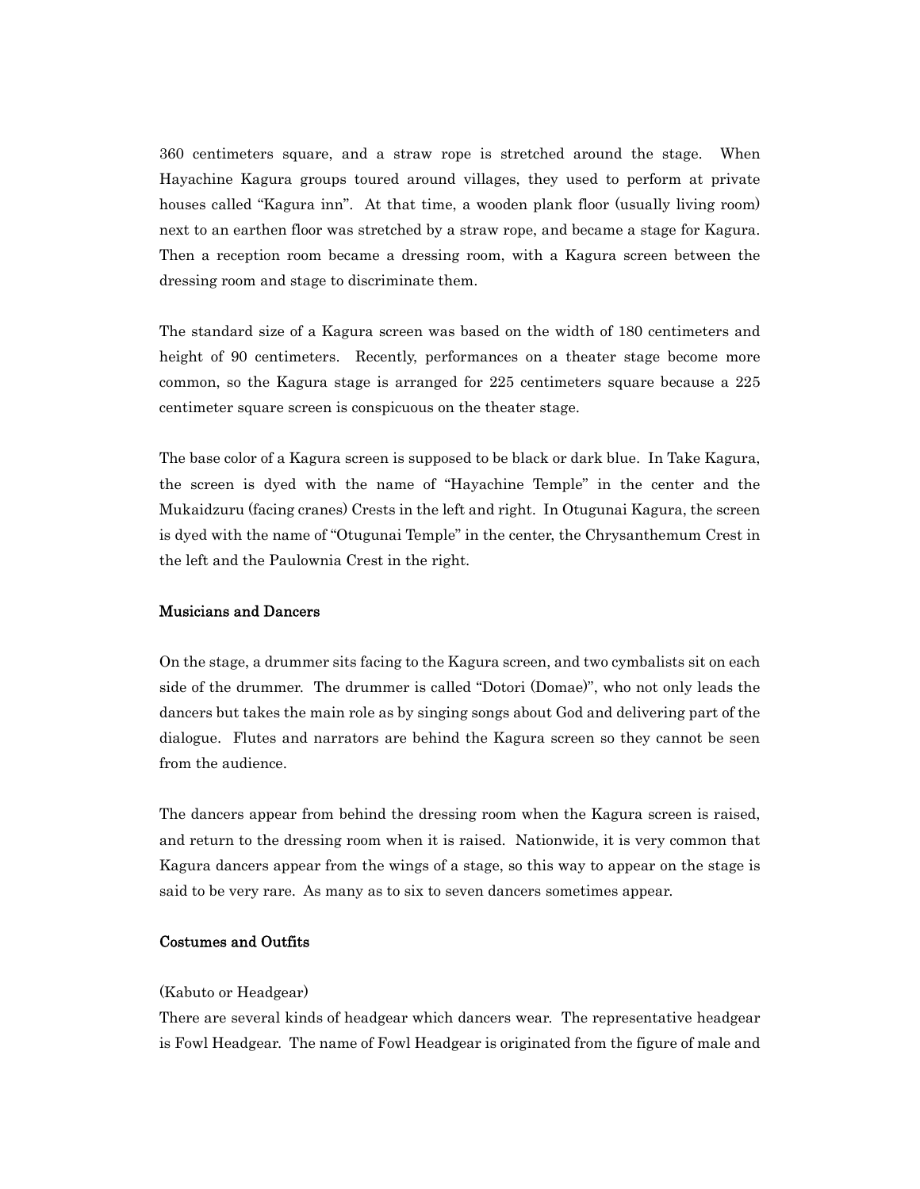360 centimeters square, and a straw rope is stretched around the stage. When Hayachine Kagura groups toured around villages, they used to perform at private houses called “Kagura inn”. At that time, a wooden plank floor (usually living room) next to an earthen floor was stretched by a straw rope, and became a stage for Kagura. Then a reception room became a dressing room, with a Kagura screen between the dressing room and stage to discriminate them.

The standard size of a Kagura screen was based on the width of 180 centimeters and height of 90 centimeters. Recently, performances on a theater stage become more common, so the Kagura stage is arranged for 225 centimeters square because a 225 centimeter square screen is conspicuous on the theater stage.

The base color of a Kagura screen is supposed to be black or dark blue. In Take Kagura, the screen is dyed with the name of “Hayachine Temple” in the center and the Mukaidzuru (facing cranes) Crests in the left and right. In Otugunai Kagura, the screen is dyed with the name of “Otugunai Temple” in the center, the Chrysanthemum Crest in the left and the Paulownia Crest in the right.

### Musicians and Dancers

On the stage, a drummer sits facing to the Kagura screen, and two cymbalists sit on each side of the drummer. The drummer is called “Dotori (Domae)”, who not only leads the dancers but takes the main role as by singing songs about God and delivering part of the dialogue. Flutes and narrators are behind the Kagura screen so they cannot be seen from the audience.

The dancers appear from behind the dressing room when the Kagura screen is raised, and return to the dressing room when it is raised. Nationwide, it is very common that Kagura dancers appear from the wings of a stage, so this way to appear on the stage is said to be very rare. As many as to six to seven dancers sometimes appear.

### Costumes and Outfits

(Kabuto or Headgear)
There are several kinds of headgear which dancers wear. The representative headgear is Fowl Headgear. The name of Fowl Headgear is originated from the figure of male and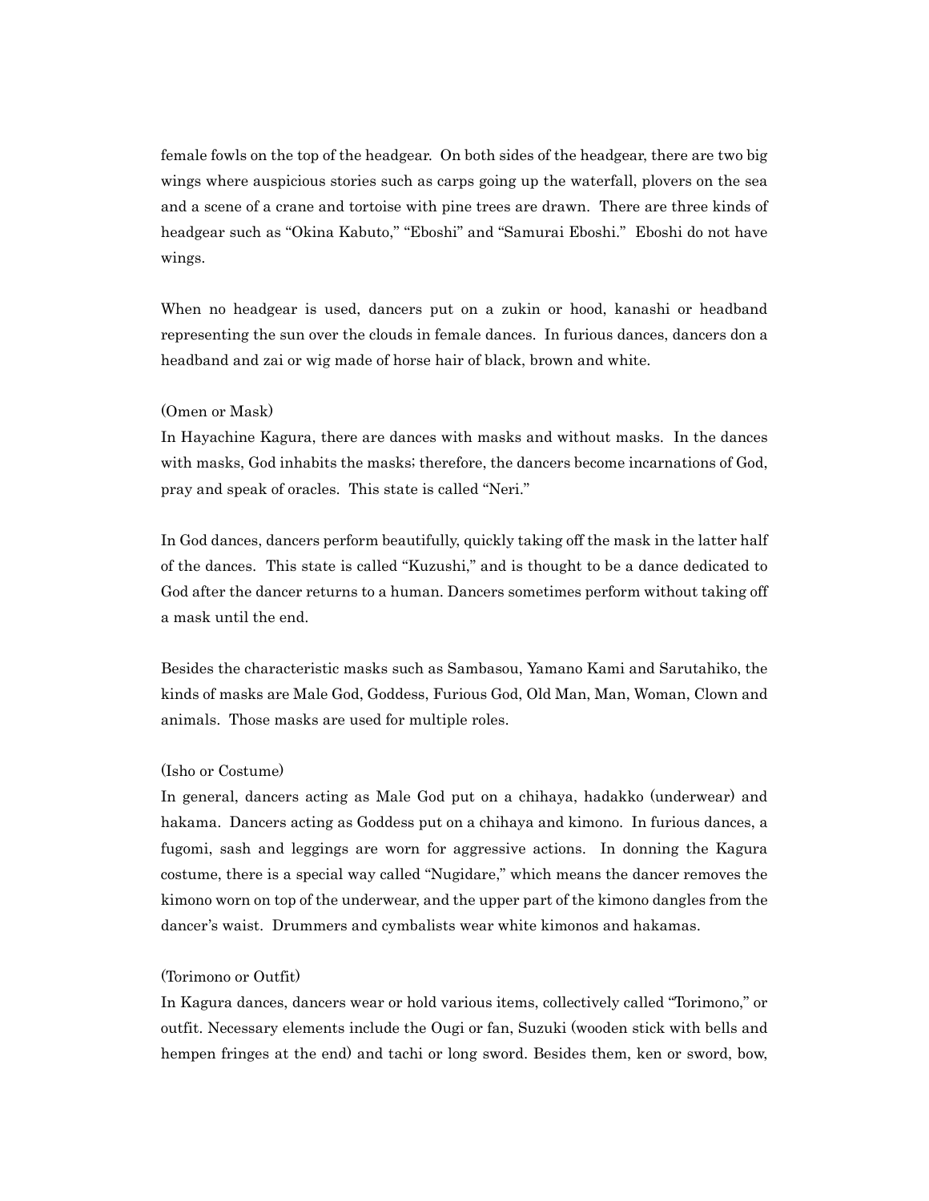female fowls on the top of the headgear. On both sides of the headgear, there are two big wings where auspicious stories such as carps going up the waterfall, plovers on the sea and a scene of a crane and tortoise with pine trees are drawn. There are three kinds of headgear such as "Okina Kabuto," "Eboshi" and "Samurai Eboshi." Eboshi do not have wings.

When no headgear is used, dancers put on a zukin or hood, kanashi or headband representing the sun over the clouds in female dances. In furious dances, dancers don a headband and zai or wig made of horse hair of black, brown and white.

(Omen or Mask)

In Hayachine Kagura, there are dances with masks and without masks. In the dances with masks, God inhabits the masks; therefore, the dancers become incarnations of God, pray and speak of oracles. This state is called "Neri."

In God dances, dancers perform beautifully, quickly taking off the mask in the latter half of the dances. This state is called "Kuzushi," and is thought to be a dance dedicated to God after the dancer returns to a human. Dancers sometimes perform without taking off a mask until the end.

Besides the characteristic masks such as Sambasou, Yamano Kami and Sarutahiko, the kinds of masks are Male God, Goddess, Furious God, Old Man, Man, Woman, Clown and animals. Those masks are used for multiple roles.

(Isho or Costume)

In general, dancers acting as Male God put on a chihaya, hadakko (underwear) and hakama. Dancers acting as Goddess put on a chihaya and kimono. In furious dances, a fugomi, sash and leggings are worn for aggressive actions. In donning the Kagura costume, there is a special way called "Nugidare," which means the dancer removes the kimono worn on top of the underwear, and the upper part of the kimono dangles from the dancer's waist. Drummers and cymbalists wear white kimonos and hakamas.

(Torimono or Outfit)

In Kagura dances, dancers wear or hold various items, collectively called "Torimono," or outfit. Necessary elements include the Ougi or fan, Suzuki (wooden stick with bells and hempen fringes at the end) and tachi or long sword. Besides them, ken or sword, bow,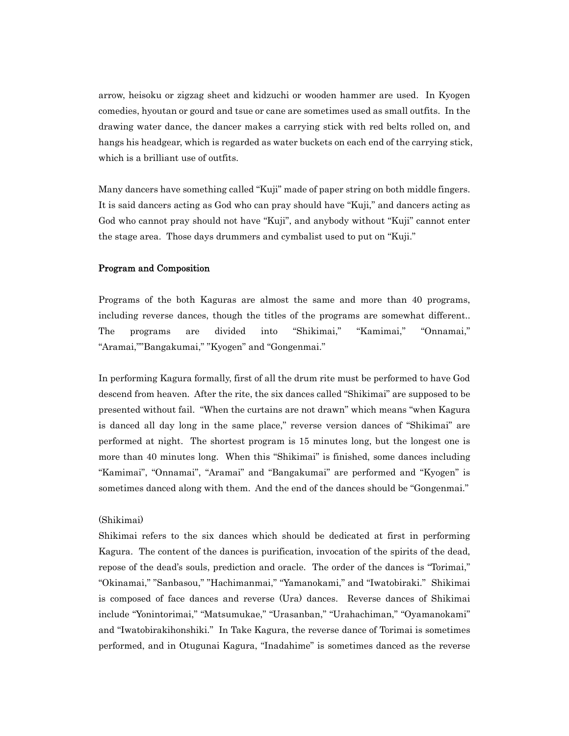arrow, heisoku or zigzag sheet and kidzuchi or wooden hammer are used. In Kyogen comedies, hyoutan or gourd and tsue or cane are sometimes used as small outfits. In the drawing water dance, the dancer makes a carrying stick with red belts rolled on, and hangs his headgear, which is regarded as water buckets on each end of the carrying stick, which is a brilliant use of outfits.

Many dancers have something called "Kuji" made of paper string on both middle fingers. It is said dancers acting as God who can pray should have "Kuji," and dancers acting as God who cannot pray should not have "Kuji", and anybody without "Kuji" cannot enter the stage area. Those days drummers and cymbalist used to put on "Kuji."

**Program and Composition**

Programs of the both Kaguras are almost the same and more than 40 programs, including reverse dances, though the titles of the programs are somewhat different.. The programs are divided into "Shikimai," "Kamimai," "Onnamai," "Aramai,""Bangakumai," "Kyogen" and "Gongenmai."

In performing Kagura formally, first of all the drum rite must be performed to have God descend from heaven. After the rite, the six dances called "Shikimai" are supposed to be presented without fail. "When the curtains are not drawn" which means "when Kagura is danced all day long in the same place," reverse version dances of "Shikimai" are performed at night. The shortest program is 15 minutes long, but the longest one is more than 40 minutes long. When this "Shikimai" is finished, some dances including "Kamimai", "Onnamai", "Aramai" and "Bangakumai" are performed and "Kyogen" is sometimes danced along with them. And the end of the dances should be "Gongenmai."

(Shikimai)

Shikimai refers to the six dances which should be dedicated at first in performing Kagura. The content of the dances is purification, invocation of the spirits of the dead, repose of the dead's souls, prediction and oracle. The order of the dances is "Torimai," "Okinamai," "Sanbasou," "Hachimanmai," "Yamanokami," and "Iwatobiraki." Shikimai is composed of face dances and reverse (Ura) dances. Reverse dances of Shikimai include "Yonintorimai," "Matsumukae," "Urasanban," "Urahachiman," "Oyamanokami" and "Iwatobirakihonshiki." In Take Kagura, the reverse dance of Torimai is sometimes performed, and in Otugunai Kagura, "Inadahime" is sometimes danced as the reverse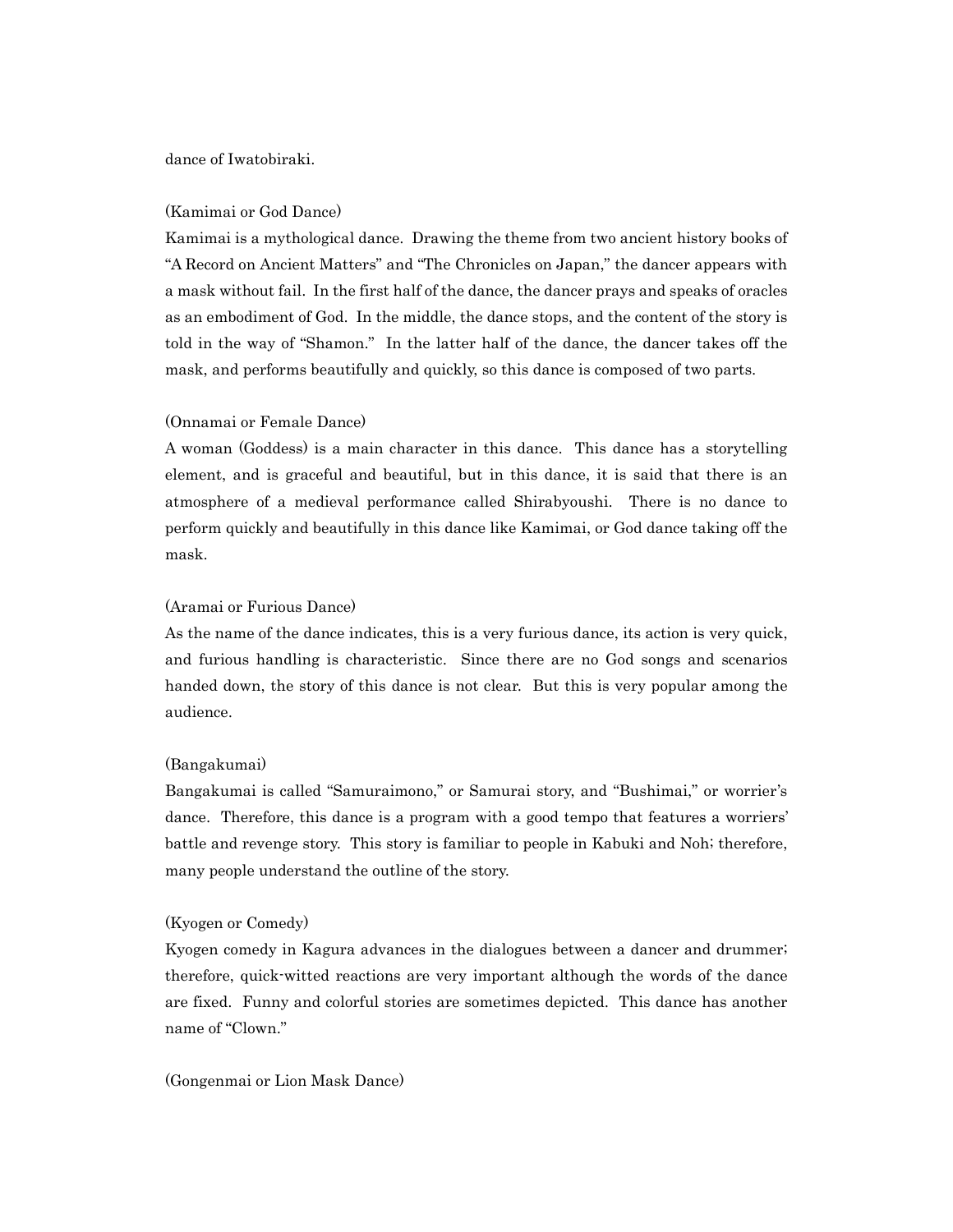dance of Iwatobiraki.

(Kamimai or God Dance)

Kamimai is a mythological dance. Drawing the theme from two ancient history books of "A Record on Ancient Matters" and "The Chronicles on Japan," the dancer appears with a mask without fail. In the first half of the dance, the dancer prays and speaks of oracles as an embodiment of God. In the middle, the dance stops, and the content of the story is told in the way of "Shamon." In the latter half of the dance, the dancer takes off the mask, and performs beautifully and quickly, so this dance is composed of two parts.

(Onnamai or Female Dance)

A woman (Goddess) is a main character in this dance. This dance has a storytelling element, and is graceful and beautiful, but in this dance, it is said that there is an atmosphere of a medieval performance called Shirabyoushi. There is no dance to perform quickly and beautifully in this dance like Kamimai, or God dance taking off the mask.

(Aramai or Furious Dance)

As the name of the dance indicates, this is a very furious dance, its action is very quick, and furious handling is characteristic. Since there are no God songs and scenarios handed down, the story of this dance is not clear. But this is very popular among the audience.

(Bangakumai)

Bangakumai is called "Samuraimono," or Samurai story, and "Bushimai," or worrier's dance. Therefore, this dance is a program with a good tempo that features a worriers' battle and revenge story. This story is familiar to people in Kabuki and Noh; therefore, many people understand the outline of the story.

(Kyogen or Comedy)

Kyogen comedy in Kagura advances in the dialogues between a dancer and drummer; therefore, quick-witted reactions are very important although the words of the dance are fixed. Funny and colorful stories are sometimes depicted. This dance has another name of "Clown."

(Gongenmai or Lion Mask Dance)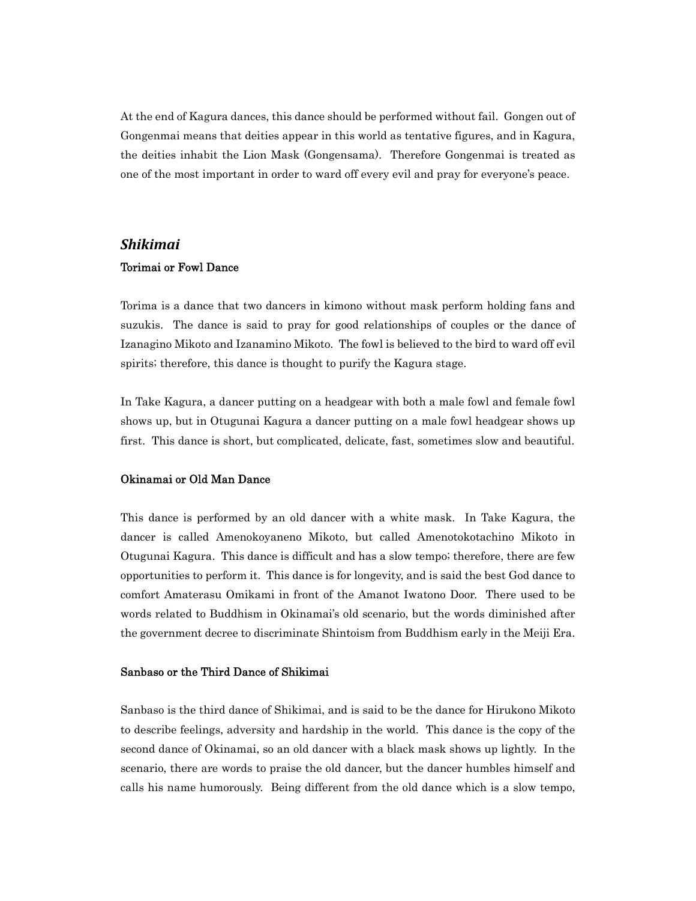At the end of Kagura dances, this dance should be performed without fail. Gongen out of Gongenmai means that deities appear in this world as tentative figures, and in Kagura, the deities inhabit the Lion Mask (Gongensama). Therefore Gongenmai is treated as one of the most important in order to ward off every evil and pray for everyone's peace.

## *Shikimai*

### Torimai or Fowl Dance

Torima is a dance that two dancers in kimono without mask perform holding fans and suzukis. The dance is said to pray for good relationships of couples or the dance of Izanagino Mikoto and Izanamino Mikoto. The fowl is believed to the bird to ward off evil spirits; therefore, this dance is thought to purify the Kagura stage.

In Take Kagura, a dancer putting on a headgear with both a male fowl and female fowl shows up, but in Otugunai Kagura a dancer putting on a male fowl headgear shows up first. This dance is short, but complicated, delicate, fast, sometimes slow and beautiful.

### Okinamai or Old Man Dance

This dance is performed by an old dancer with a white mask. In Take Kagura, the dancer is called Amenokoyaneno Mikoto, but called Amenotokotachino Mikoto in Otugunai Kagura. This dance is difficult and has a slow tempo; therefore, there are few opportunities to perform it. This dance is for longevity, and is said the best God dance to comfort Amaterasu Omikami in front of the Amanot Iwatono Door. There used to be words related to Buddhism in Okinamai's old scenario, but the words diminished after the government decree to discriminate Shintoism from Buddhism early in the Meiji Era.

### Sanbaso or the Third Dance of Shikimai

Sanbaso is the third dance of Shikimai, and is said to be the dance for Hirukono Mikoto to describe feelings, adversity and hardship in the world. This dance is the copy of the second dance of Okinamai, so an old dancer with a black mask shows up lightly. In the scenario, there are words to praise the old dancer, but the dancer humbles himself and calls his name humorously. Being different from the old dance which is a slow tempo,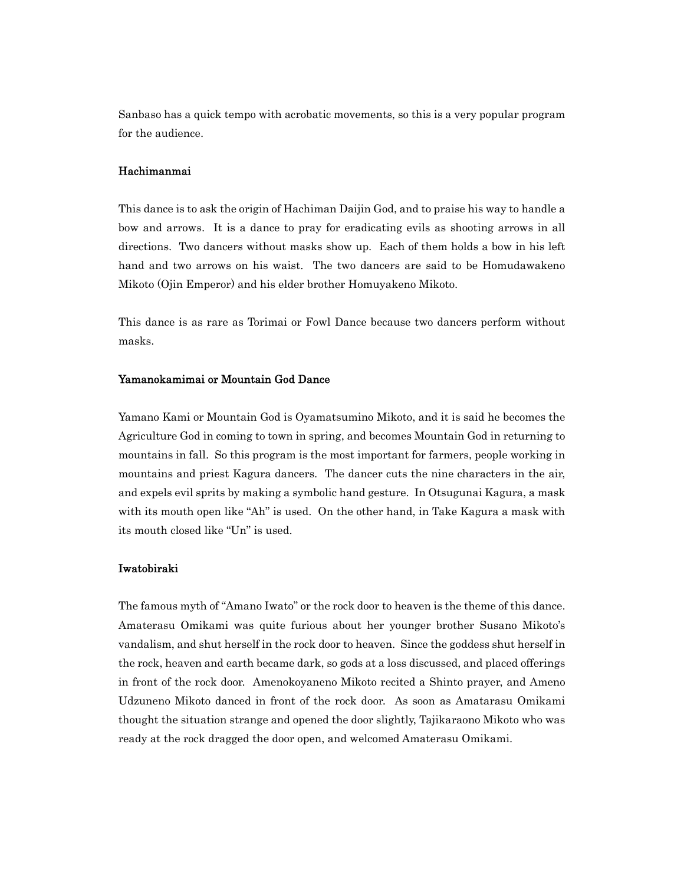Sanbaso has a quick tempo with acrobatic movements, so this is a very popular program for the audience.

### Hachimanmai

This dance is to ask the origin of Hachiman Daijin God, and to praise his way to handle a bow and arrows. It is a dance to pray for eradicating evils as shooting arrows in all directions. Two dancers without masks show up. Each of them holds a bow in his left hand and two arrows on his waist. The two dancers are said to be Homudawakeno Mikoto (Ojin Emperor) and his elder brother Homuyakeno Mikoto.

This dance is as rare as Torimai or Fowl Dance because two dancers perform without masks.

### Yamanokamimai or Mountain God Dance

Yamano Kami or Mountain God is Oyamatsumino Mikoto, and it is said he becomes the Agriculture God in coming to town in spring, and becomes Mountain God in returning to mountains in fall. So this program is the most important for farmers, people working in mountains and priest Kagura dancers. The dancer cuts the nine characters in the air, and expels evil sprits by making a symbolic hand gesture. In Otsugunai Kagura, a mask with its mouth open like "Ah" is used. On the other hand, in Take Kagura a mask with its mouth closed like "Un" is used.

### Iwatobiraki

The famous myth of "Amano Iwato" or the rock door to heaven is the theme of this dance. Amaterasu Omikami was quite furious about her younger brother Susano Mikoto's vandalism, and shut herself in the rock door to heaven. Since the goddess shut herself in the rock, heaven and earth became dark, so gods at a loss discussed, and placed offerings in front of the rock door. Amenokoyaneno Mikoto recited a Shinto prayer, and Ameno Udzuneno Mikoto danced in front of the rock door. As soon as Amatarasu Omikami thought the situation strange and opened the door slightly, Tajikaraono Mikoto who was ready at the rock dragged the door open, and welcomed Amaterasu Omikami.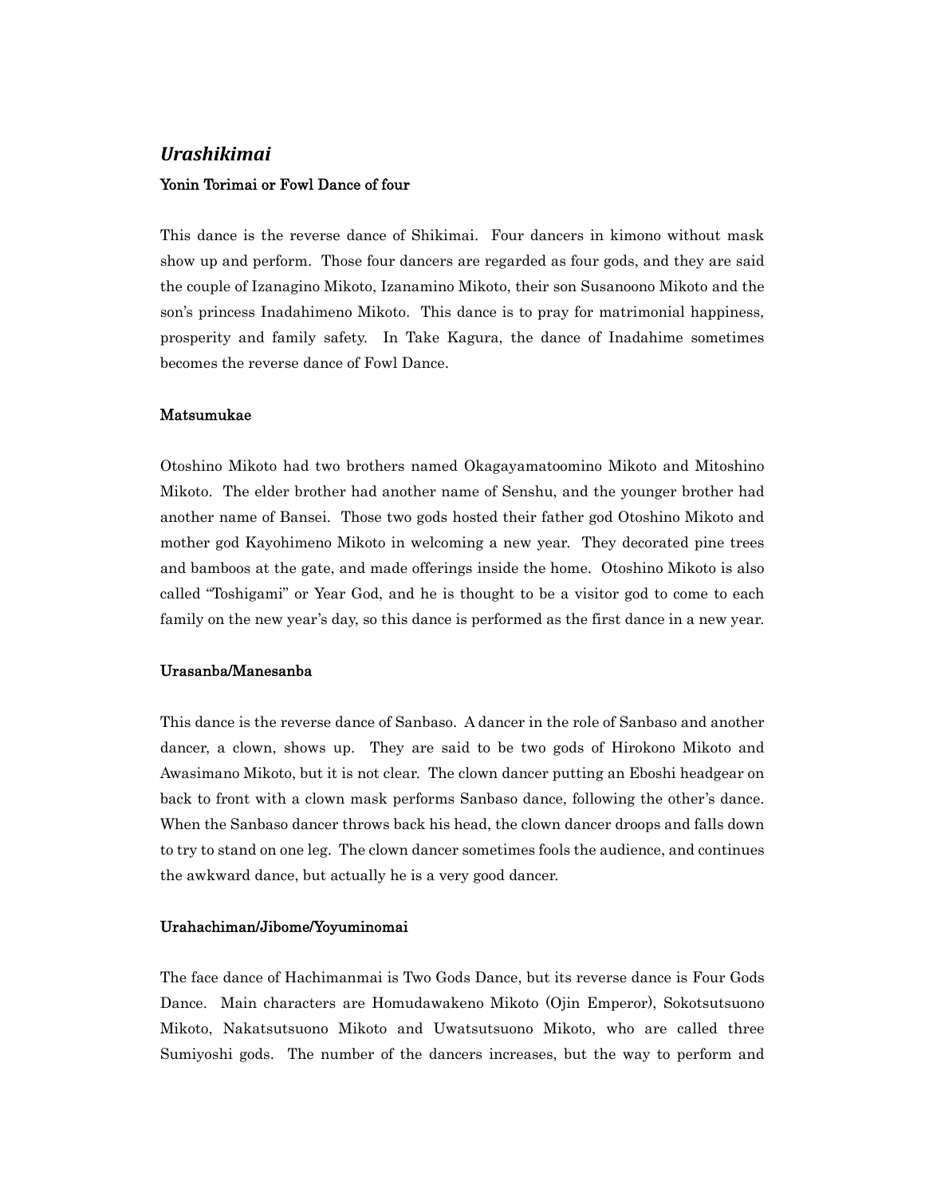## *Urashikimai*

### Yonin Torimai or Fowl Dance of four

This dance is the reverse dance of Shikimai. Four dancers in kimono without mask show up and perform. Those four dancers are regarded as four gods, and they are said the couple of Izanagino Mikoto, Izanamino Mikoto, their son Susanoono Mikoto and the son's princess Inadahimeno Mikoto. This dance is to pray for matrimonial happiness, prosperity and family safety. In Take Kagura, the dance of Inadahime sometimes becomes the reverse dance of Fowl Dance.

### Matsumukae

Otoshino Mikoto had two brothers named Okagayamatoomino Mikoto and Mitoshino Mikoto. The elder brother had another name of Senshu, and the younger brother had another name of Bansei. Those two gods hosted their father god Otoshino Mikoto and mother god Kayohimeno Mikoto in welcoming a new year. They decorated pine trees and bamboos at the gate, and made offerings inside the home. Otoshino Mikoto is also called "Toshigami" or Year God, and he is thought to be a visitor god to come to each family on the new year's day, so this dance is performed as the first dance in a new year.

### Urasanba/Manesanba

This dance is the reverse dance of Sanbaso. A dancer in the role of Sanbaso and another dancer, a clown, shows up. They are said to be two gods of Hirokono Mikoto and Awasimano Mikoto, but it is not clear. The clown dancer putting an Eboshi headgear on back to front with a clown mask performs Sanbaso dance, following the other's dance. When the Sanbaso dancer throws back his head, the clown dancer droops and falls down to try to stand on one leg. The clown dancer sometimes fools the audience, and continues the awkward dance, but actually he is a very good dancer.

### Urahachiman/Jibome/Yoyuminomai

The face dance of Hachimanmai is Two Gods Dance, but its reverse dance is Four Gods Dance. Main characters are Homudawakeno Mikoto (Ojin Emperor), Sokotsutsuono Mikoto, Nakatsutsuono Mikoto and Uwatsutsuono Mikoto, who are called three Sumiyoshi gods. The number of the dancers increases, but the way to perform and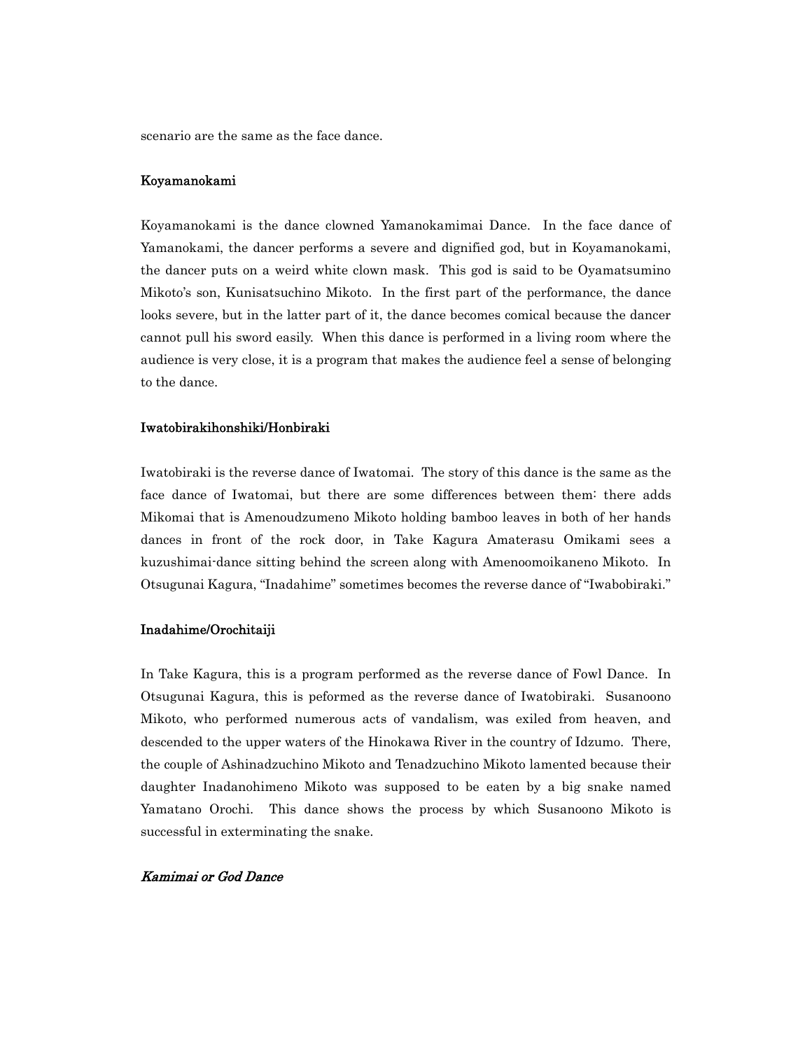scenario are the same as the face dance.

**Koyamanokami**

Koyamanokami is the dance clowned Yamanokamimai Dance. In the face dance of Yamanokami, the dancer performs a severe and dignified god, but in Koyamanokami, the dancer puts on a weird white clown mask. This god is said to be Oyamatsumino Mikoto's son, Kunisatsuchino Mikoto. In the first part of the performance, the dance looks severe, but in the latter part of it, the dance becomes comical because the dancer cannot pull his sword easily. When this dance is performed in a living room where the audience is very close, it is a program that makes the audience feel a sense of belonging to the dance.

**Iwatobirakihonshiki/Honbiraki**

Iwatobiraki is the reverse dance of Iwatomai. The story of this dance is the same as the face dance of Iwatomai, but there are some differences between them: there adds Mikomai that is Amenoudzumeno Mikoto holding bamboo leaves in both of her hands dances in front of the rock door, in Take Kagura Amaterasu Omikami sees a kuzushimai-dance sitting behind the screen along with Amenoomoikaneno Mikoto. In Otsugunai Kagura, "Inadahime" sometimes becomes the reverse dance of "Iwabobiraki."

**Inadahime/Orochitaiji**

In Take Kagura, this is a program performed as the reverse dance of Fowl Dance. In Otsugunai Kagura, this is peformed as the reverse dance of Iwatobiraki. Susanoono Mikoto, who performed numerous acts of vandalism, was exiled from heaven, and descended to the upper waters of the Hinokawa River in the country of Idzumo. There, the couple of Ashinadzuchino Mikoto and Tenadzuchino Mikoto lamented because their daughter Inadanohimeno Mikoto was supposed to be eaten by a big snake named Yamatano Orochi. This dance shows the process by which Susanoono Mikoto is successful in exterminating the snake.

***Kamimai or God Dance***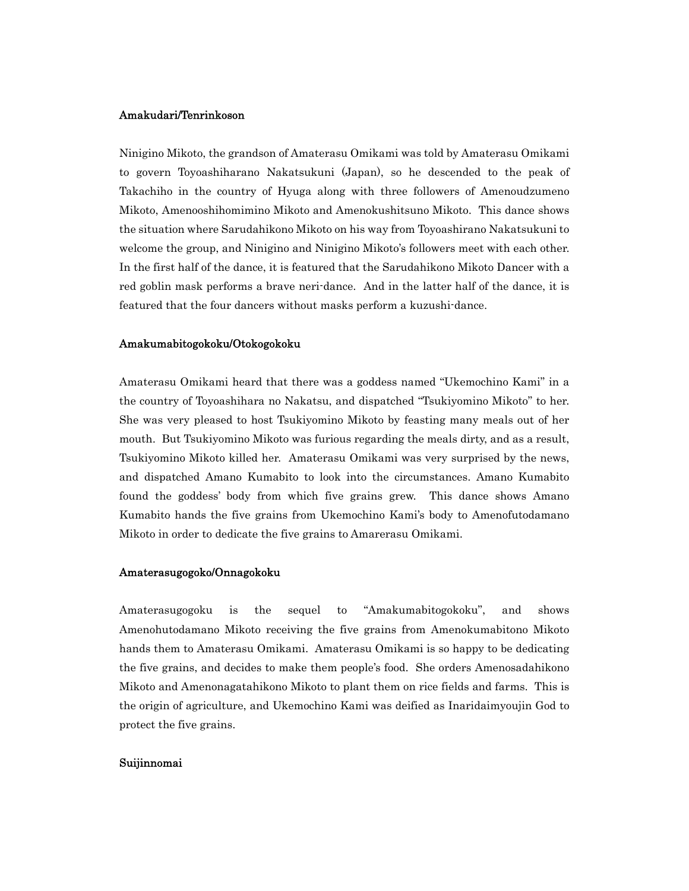**Amakudari/Tenrinkoson**

Ninigino Mikoto, the grandson of Amaterasu Omikami was told by Amaterasu Omikami to govern Toyoashiharano Nakatsukuni (Japan), so he descended to the peak of Takachiho in the country of Hyuga along with three followers of Amenoudzumeno Mikoto, Amenooshihomimino Mikoto and Amenokushitsuno Mikoto. This dance shows the situation where Sarudahikono Mikoto on his way from Toyoashirano Nakatsukuni to welcome the group, and Ninigino and Ninigino Mikoto's followers meet with each other. In the first half of the dance, it is featured that the Sarudahikono Mikoto Dancer with a red goblin mask performs a brave neri-dance. And in the latter half of the dance, it is featured that the four dancers without masks perform a kuzushi-dance.

**Amakumabitogokoku/Otokogokoku**

Amaterasu Omikami heard that there was a goddess named "Ukemochino Kami" in a the country of Toyoashihara no Nakatsu, and dispatched "Tsukiyomino Mikoto" to her. She was very pleased to host Tsukiyomino Mikoto by feasting many meals out of her mouth. But Tsukiyomino Mikoto was furious regarding the meals dirty, and as a result, Tsukiyomino Mikoto killed her. Amaterasu Omikami was very surprised by the news, and dispatched Amano Kumabito to look into the circumstances. Amano Kumabito found the goddess' body from which five grains grew. This dance shows Amano Kumabito hands the five grains from Ukemochino Kami's body to Amenofutodamano Mikoto in order to dedicate the five grains to Amarerasu Omikami.

**Amaterasugogoko/Onnagokoku**

Amaterasugogoku is the sequel to "Amakumabitogokoku", and shows Amenohutodamano Mikoto receiving the five grains from Amenokumabitono Mikoto hands them to Amaterasu Omikami. Amaterasu Omikami is so happy to be dedicating the five grains, and decides to make them people's food. She orders Amenosadahikono Mikoto and Amenonagatahikono Mikoto to plant them on rice fields and farms. This is the origin of agriculture, and Ukemochino Kami was deified as Inaridaimyoujin God to protect the five grains.

**Suijinnomai**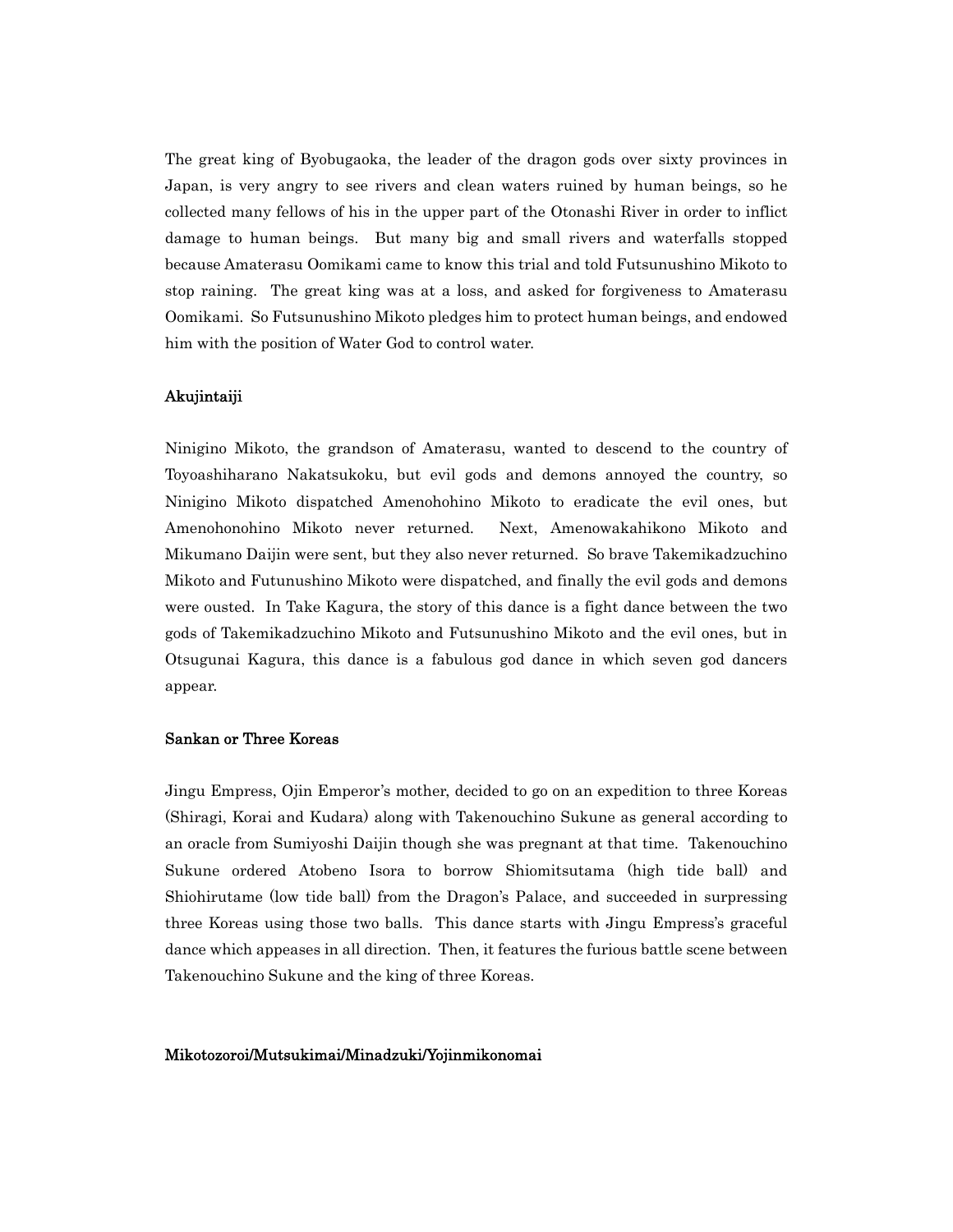The great king of Byobugaoka, the leader of the dragon gods over sixty provinces in Japan, is very angry to see rivers and clean waters ruined by human beings, so he collected many fellows of his in the upper part of the Otonashi River in order to inflict damage to human beings. But many big and small rivers and waterfalls stopped because Amaterasu Oomikami came to know this trial and told Futsunushino Mikoto to stop raining. The great king was at a loss, and asked for forgiveness to Amaterasu Oomikami. So Futsunushino Mikoto pledges him to protect human beings, and endowed him with the position of Water God to control water.

**Akujintaiji**

Ninigino Mikoto, the grandson of Amaterasu, wanted to descend to the country of Toyoashiharano Nakatsukoku, but evil gods and demons annoyed the country, so Ninigino Mikoto dispatched Amenohohino Mikoto to eradicate the evil ones, but Amenohonohino Mikoto never returned. Next, Amenowakahikono Mikoto and Mikumano Daijin were sent, but they also never returned. So brave Takemikadzuchino Mikoto and Futunushino Mikoto were dispatched, and finally the evil gods and demons were ousted. In Take Kagura, the story of this dance is a fight dance between the two gods of Takemikadzuchino Mikoto and Futsunushino Mikoto and the evil ones, but in Otsugunai Kagura, this dance is a fabulous god dance in which seven god dancers appear.

**Sankan or Three Koreas**

Jingu Empress, Ojin Emperor's mother, decided to go on an expedition to three Koreas (Shiragi, Korai and Kudara) along with Takenouchino Sukune as general according to an oracle from Sumiyoshi Daijin though she was pregnant at that time. Takenouchino Sukune ordered Atobeno Isora to borrow Shiomitsutama (high tide ball) and Shiohirutame (low tide ball) from the Dragon's Palace, and succeeded in surpressing three Koreas using those two balls. This dance starts with Jingu Empress's graceful dance which appeases in all direction. Then, it features the furious battle scene between Takenouchino Sukune and the king of three Koreas.

**Mikotozoroi/Mutsukimai/Minadzuki/Yojinmikonomai**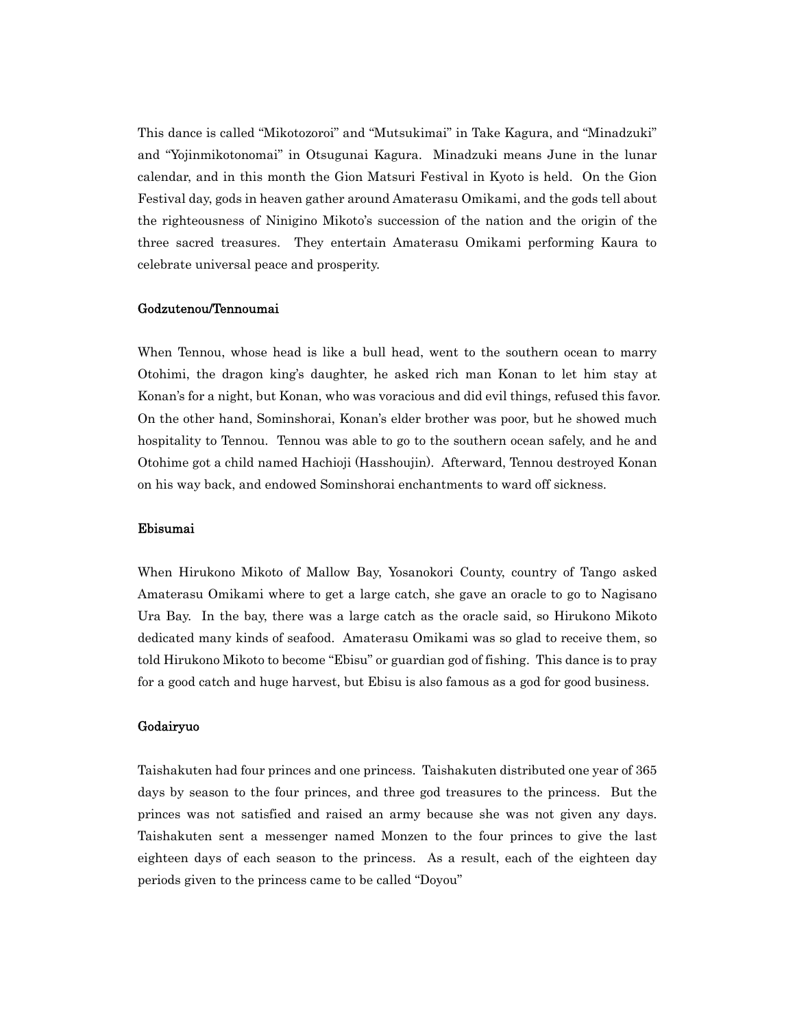This dance is called "Mikotozoroi" and "Mutsukimai" in Take Kagura, and "Minadzuki" and "Yojinmikotonomai" in Otsugunai Kagura. Minadzuki means June in the lunar calendar, and in this month the Gion Matsuri Festival in Kyoto is held. On the Gion Festival day, gods in heaven gather around Amaterasu Omikami, and the gods tell about the righteousness of Ninigino Mikoto's succession of the nation and the origin of the three sacred treasures. They entertain Amaterasu Omikami performing Kaura to celebrate universal peace and prosperity.

### Godzutenou/Tennoumai

When Tennou, whose head is like a bull head, went to the southern ocean to marry Otohimi, the dragon king's daughter, he asked rich man Konan to let him stay at Konan's for a night, but Konan, who was voracious and did evil things, refused this favor. On the other hand, Sominshorai, Konan's elder brother was poor, but he showed much hospitality to Tennou. Tennou was able to go to the southern ocean safely, and he and Otohime got a child named Hachioji (Hasshoujin). Afterward, Tennou destroyed Konan on his way back, and endowed Sominshorai enchantments to ward off sickness.

### Ebisumai

When Hirukono Mikoto of Mallow Bay, Yosanokori County, country of Tango asked Amaterasu Omikami where to get a large catch, she gave an oracle to go to Nagisano Ura Bay. In the bay, there was a large catch as the oracle said, so Hirukono Mikoto dedicated many kinds of seafood. Amaterasu Omikami was so glad to receive them, so told Hirukono Mikoto to become "Ebisu" or guardian god of fishing. This dance is to pray for a good catch and huge harvest, but Ebisu is also famous as a god for good business.

### Godairyuo

Taishakuten had four princes and one princess. Taishakuten distributed one year of 365 days by season to the four princes, and three god treasures to the princess. But the princes was not satisfied and raised an army because she was not given any days. Taishakuten sent a messenger named Monzen to the four princes to give the last eighteen days of each season to the princess. As a result, each of the eighteen day periods given to the princess came to be called "Doyou"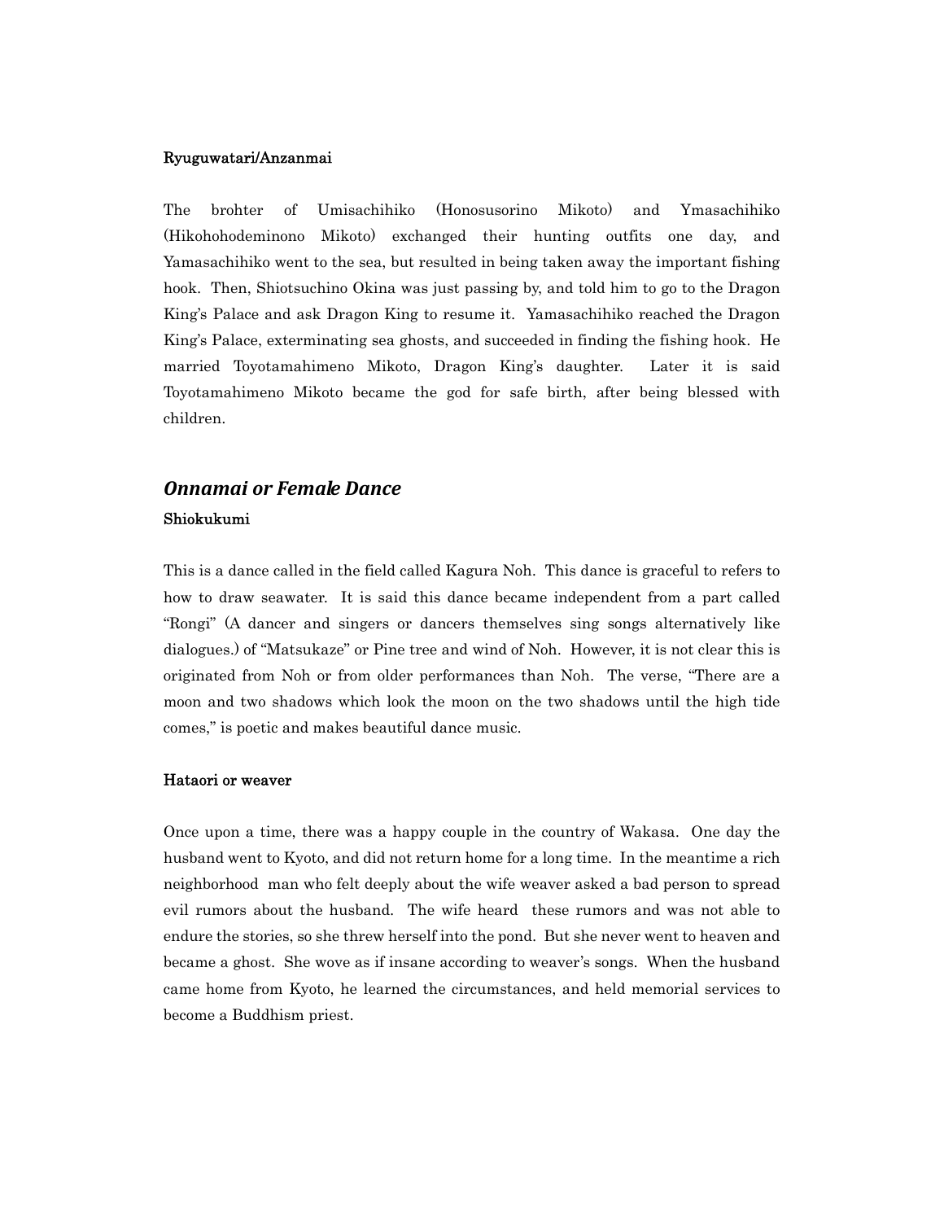**Ryuguwatari/Anzanmai**

The brohter of Umisachihiko (Honosusorino Mikoto) and Ymasachihiko (Hikohohodeminono Mikoto) exchanged their hunting outfits one day, and Yamasachihiko went to the sea, but resulted in being taken away the important fishing hook. Then, Shiotsuchino Okina was just passing by, and told him to go to the Dragon King's Palace and ask Dragon King to resume it. Yamasachihiko reached the Dragon King's Palace, exterminating sea ghosts, and succeeded in finding the fishing hook. He married Toyotamahimeno Mikoto, Dragon King's daughter. Later it is said Toyotamahimeno Mikoto became the god for safe birth, after being blessed with children.

## *Onnamai or Female Dance*

**Shiokukumi**

This is a dance called in the field called Kagura Noh. This dance is graceful to refers to how to draw seawater. It is said this dance became independent from a part called "Rongi" (A dancer and singers or dancers themselves sing songs alternatively like dialogues.) of "Matsukaze" or Pine tree and wind of Noh. However, it is not clear this is originated from Noh or from older performances than Noh. The verse, "There are a moon and two shadows which look the moon on the two shadows until the high tide comes," is poetic and makes beautiful dance music.

**Hataori or weaver**

Once upon a time, there was a happy couple in the country of Wakasa. One day the husband went to Kyoto, and did not return home for a long time. In the meantime a rich neighborhood man who felt deeply about the wife weaver asked a bad person to spread evil rumors about the husband. The wife heard these rumors and was not able to endure the stories, so she threw herself into the pond. But she never went to heaven and became a ghost. She wove as if insane according to weaver's songs. When the husband came home from Kyoto, he learned the circumstances, and held memorial services to become a Buddhism priest.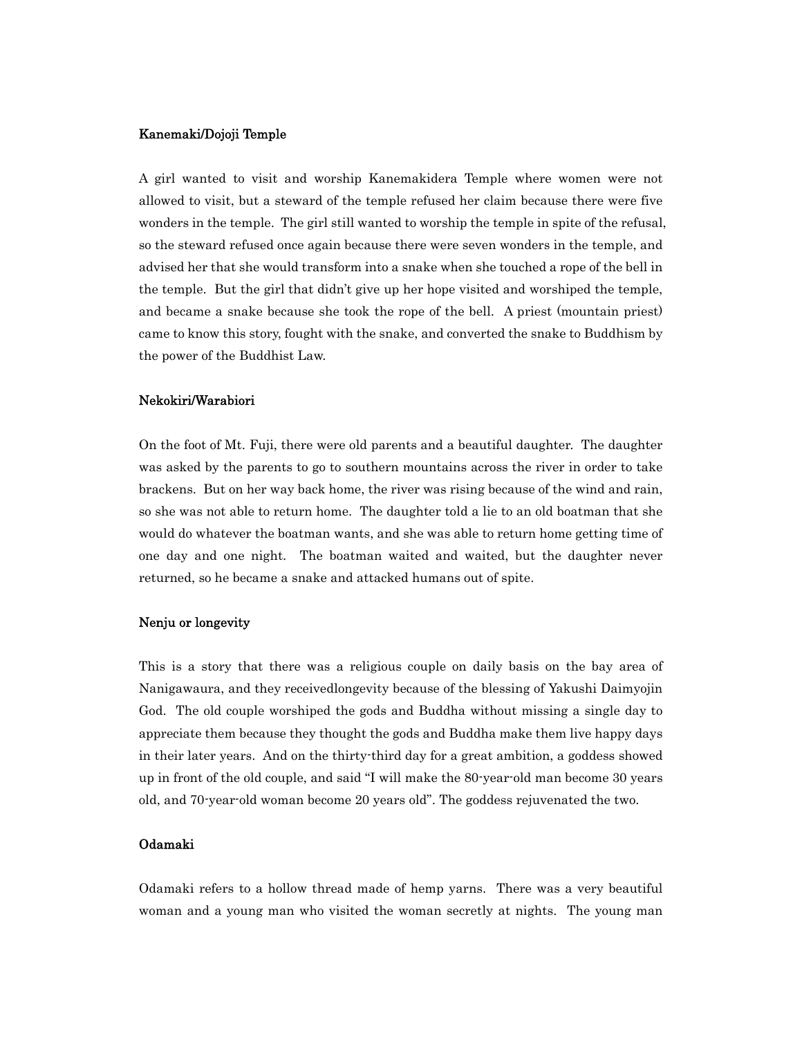**Kanemaki/Dojoji Temple**

A girl wanted to visit and worship Kanemakidera Temple where women were not allowed to visit, but a steward of the temple refused her claim because there were five wonders in the temple. The girl still wanted to worship the temple in spite of the refusal, so the steward refused once again because there were seven wonders in the temple, and advised her that she would transform into a snake when she touched a rope of the bell in the temple. But the girl that didn't give up her hope visited and worshiped the temple, and became a snake because she took the rope of the bell. A priest (mountain priest) came to know this story, fought with the snake, and converted the snake to Buddhism by the power of the Buddhist Law.

**Nekokiri/Warabiori**

On the foot of Mt. Fuji, there were old parents and a beautiful daughter. The daughter was asked by the parents to go to southern mountains across the river in order to take brackens. But on her way back home, the river was rising because of the wind and rain, so she was not able to return home. The daughter told a lie to an old boatman that she would do whatever the boatman wants, and she was able to return home getting time of one day and one night. The boatman waited and waited, but the daughter never returned, so he became a snake and attacked humans out of spite.

**Nenju or longevity**

This is a story that there was a religious couple on daily basis on the bay area of Nanigawaura, and they receivedlongevity because of the blessing of Yakushi Daimyojin God. The old couple worshiped the gods and Buddha without missing a single day to appreciate them because they thought the gods and Buddha make them live happy days in their later years. And on the thirty-third day for a great ambition, a goddess showed up in front of the old couple, and said "I will make the 80-year-old man become 30 years old, and 70-year-old woman become 20 years old". The goddess rejuvenated the two.

**Odamaki**

Odamaki refers to a hollow thread made of hemp yarns. There was a very beautiful woman and a young man who visited the woman secretly at nights. The young man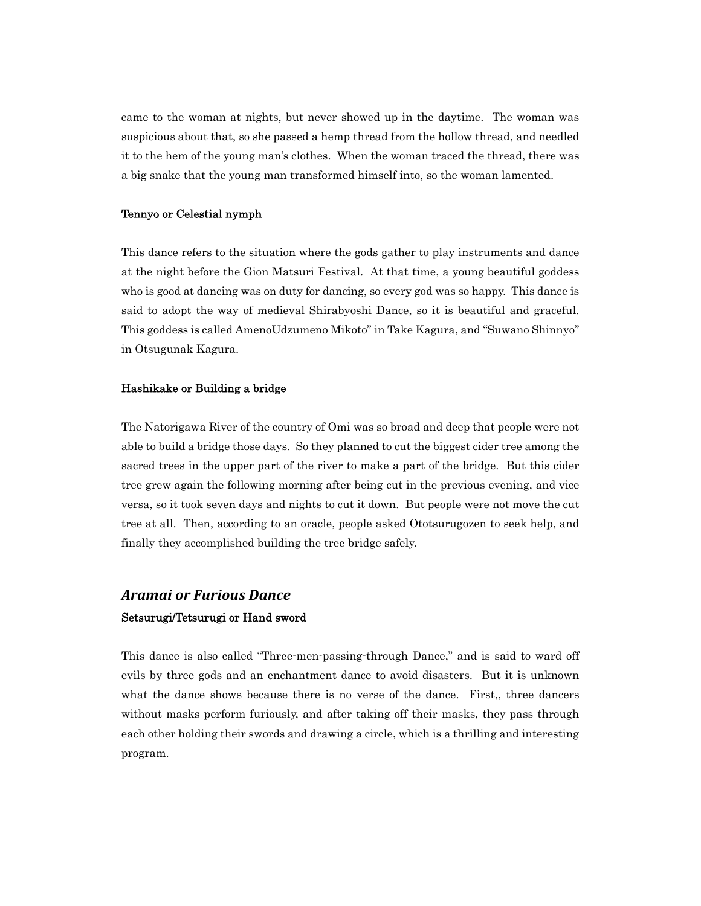came to the woman at nights, but never showed up in the daytime. The woman was suspicious about that, so she passed a hemp thread from the hollow thread, and needled it to the hem of the young man's clothes. When the woman traced the thread, there was a big snake that the young man transformed himself into, so the woman lamented.

**Tennyo or Celestial nymph**

This dance refers to the situation where the gods gather to play instruments and dance at the night before the Gion Matsuri Festival. At that time, a young beautiful goddess who is good at dancing was on duty for dancing, so every god was so happy. This dance is said to adopt the way of medieval Shirabyoshi Dance, so it is beautiful and graceful. This goddess is called AmenoUdzumeno Mikoto" in Take Kagura, and "Suwano Shinnyo" in Otsugunak Kagura.

**Hashikake or Building a bridge**

The Natorigawa River of the country of Omi was so broad and deep that people were not able to build a bridge those days. So they planned to cut the biggest cider tree among the sacred trees in the upper part of the river to make a part of the bridge. But this cider tree grew again the following morning after being cut in the previous evening, and vice versa, so it took seven days and nights to cut it down. But people were not move the cut tree at all. Then, according to an oracle, people asked Ototsurugozen to seek help, and finally they accomplished building the tree bridge safely.

## *Aramai or Furious Dance*

**Setsurugi/Tetsurugi or Hand sword**

This dance is also called "Three-men-passing-through Dance," and is said to ward off evils by three gods and an enchantment dance to avoid disasters. But it is unknown what the dance shows because there is no verse of the dance. First,, three dancers without masks perform furiously, and after taking off their masks, they pass through each other holding their swords and drawing a circle, which is a thrilling and interesting program.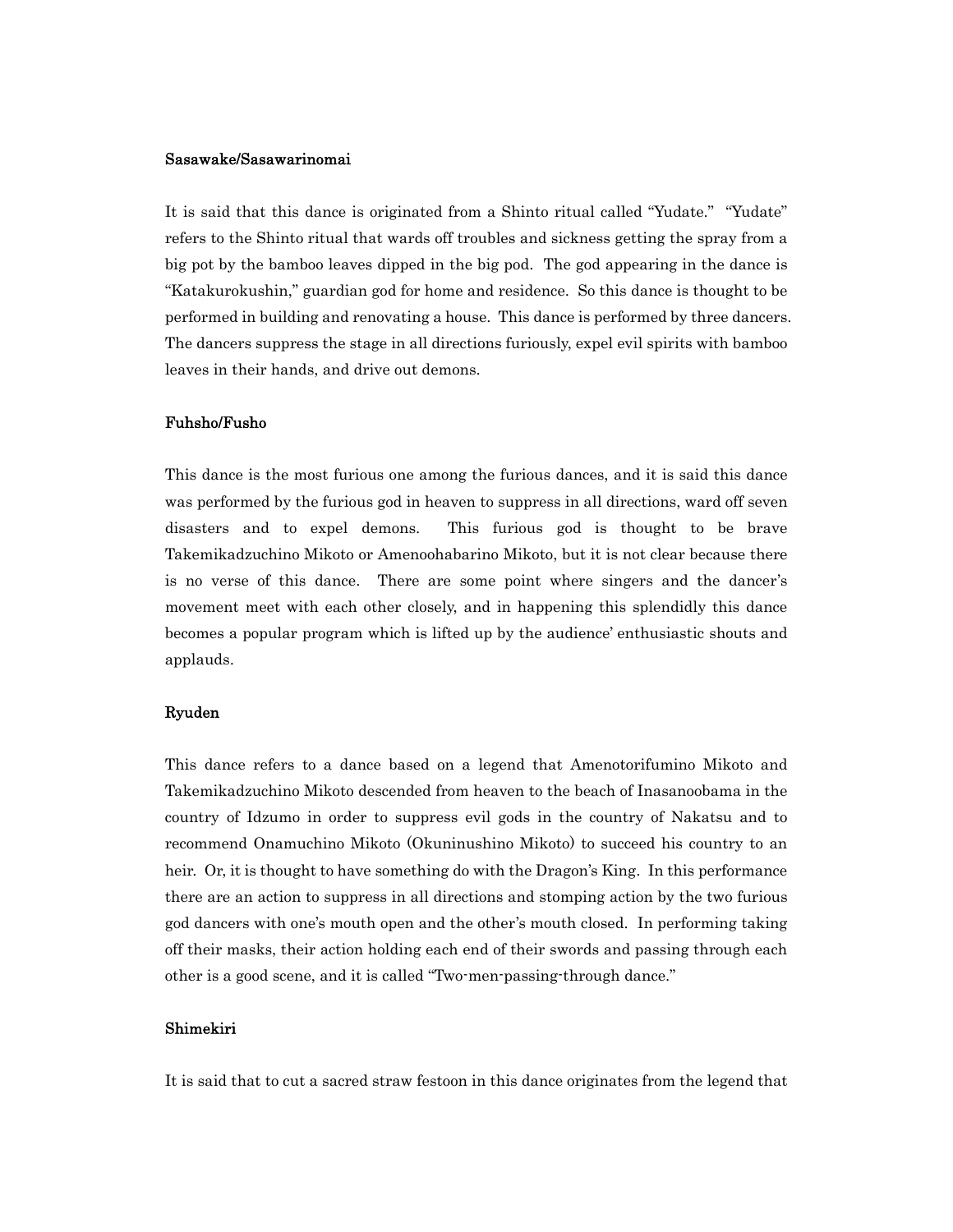### Sasawake/Sasawarinomai

It is said that this dance is originated from a Shinto ritual called "Yudate." "Yudate" refers to the Shinto ritual that wards off troubles and sickness getting the spray from a big pot by the bamboo leaves dipped in the big pod. The god appearing in the dance is "Katakurokushin," guardian god for home and residence. So this dance is thought to be performed in building and renovating a house. This dance is performed by three dancers. The dancers suppress the stage in all directions furiously, expel evil spirits with bamboo leaves in their hands, and drive out demons.

### Fuhsho/Fusho

This dance is the most furious one among the furious dances, and it is said this dance was performed by the furious god in heaven to suppress in all directions, ward off seven disasters and to expel demons. This furious god is thought to be brave Takemikadzuchino Mikoto or Amenoohabarino Mikoto, but it is not clear because there is no verse of this dance. There are some point where singers and the dancer's movement meet with each other closely, and in happening this splendidly this dance becomes a popular program which is lifted up by the audience' enthusiastic shouts and applauds.

### Ryuden

This dance refers to a dance based on a legend that Amenotorifumino Mikoto and Takemikadzuchino Mikoto descended from heaven to the beach of Inasanoobama in the country of Idzumo in order to suppress evil gods in the country of Nakatsu and to recommend Onamuchino Mikoto (Okuninushino Mikoto) to succeed his country to an heir. Or, it is thought to have something do with the Dragon's King. In this performance there are an action to suppress in all directions and stomping action by the two furious god dancers with one's mouth open and the other's mouth closed. In performing taking off their masks, their action holding each end of their swords and passing through each other is a good scene, and it is called "Two-men-passing-through dance."

### Shimekiri

It is said that to cut a sacred straw festoon in this dance originates from the legend that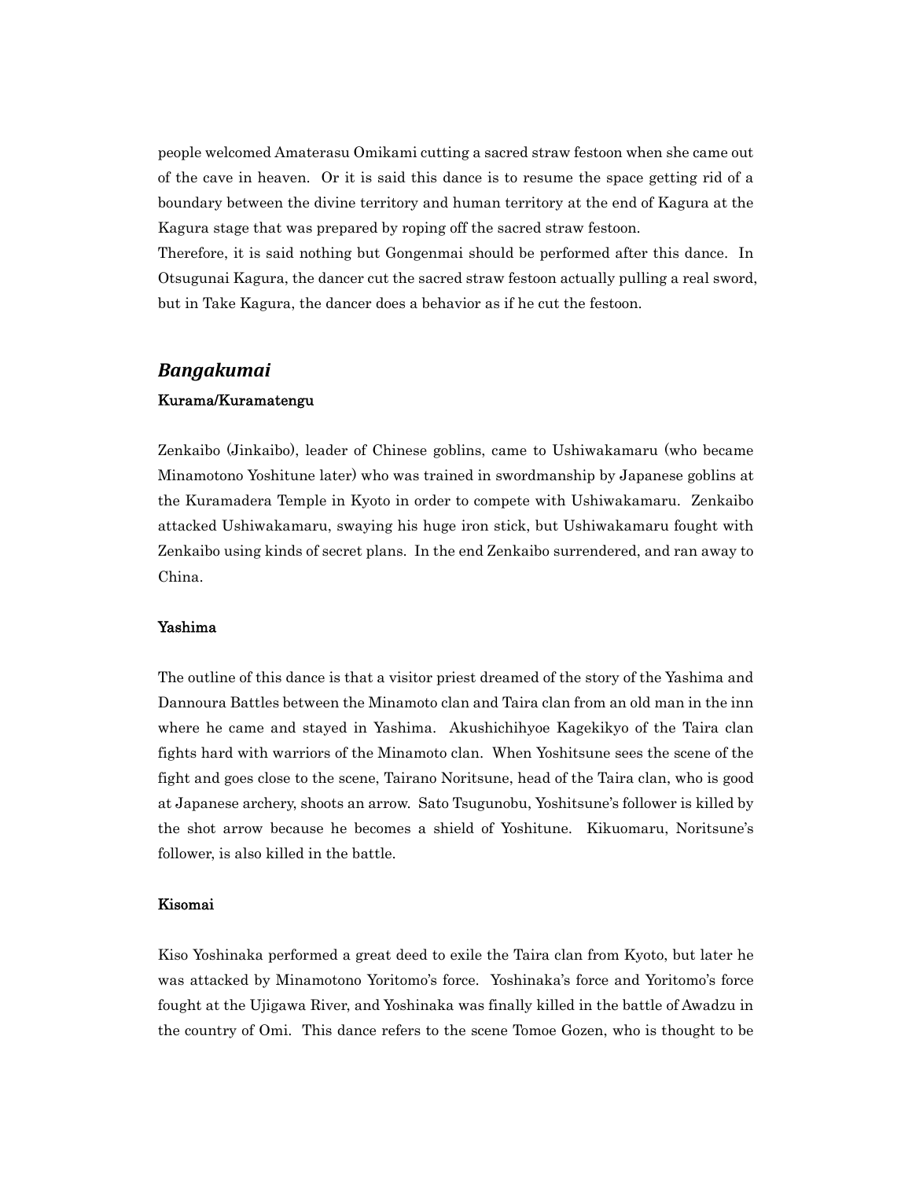people welcomed Amaterasu Omikami cutting a sacred straw festoon when she came out of the cave in heaven. Or it is said this dance is to resume the space getting rid of a boundary between the divine territory and human territory at the end of Kagura at the Kagura stage that was prepared by roping off the sacred straw festoon.
Therefore, it is said nothing but Gongenmai should be performed after this dance. In Otsugunai Kagura, the dancer cut the sacred straw festoon actually pulling a real sword, but in Take Kagura, the dancer does a behavior as if he cut the festoon.

## *Bangakumai*

### Kurama/Kuramatengu

Zenkaibo (Jinkaibo), leader of Chinese goblins, came to Ushiwakamaru (who became Minamotono Yoshitune later) who was trained in swordmanship by Japanese goblins at the Kuramadera Temple in Kyoto in order to compete with Ushiwakamaru. Zenkaibo attacked Ushiwakamaru, swaying his huge iron stick, but Ushiwakamaru fought with Zenkaibo using kinds of secret plans. In the end Zenkaibo surrendered, and ran away to China.

### Yashima

The outline of this dance is that a visitor priest dreamed of the story of the Yashima and Dannoura Battles between the Minamoto clan and Taira clan from an old man in the inn where he came and stayed in Yashima. Akushichihyoe Kagekikyo of the Taira clan fights hard with warriors of the Minamoto clan. When Yoshitsune sees the scene of the fight and goes close to the scene, Tairano Noritsune, head of the Taira clan, who is good at Japanese archery, shoots an arrow. Sato Tsugunobu, Yoshitsune's follower is killed by the shot arrow because he becomes a shield of Yoshitune. Kikuomaru, Noritsune's follower, is also killed in the battle.

### Kisomai

Kiso Yoshinaka performed a great deed to exile the Taira clan from Kyoto, but later he was attacked by Minamotono Yoritomo's force. Yoshinaka's force and Yoritomo's force fought at the Ujigawa River, and Yoshinaka was finally killed in the battle of Awadzu in the country of Omi. This dance refers to the scene Tomoe Gozen, who is thought to be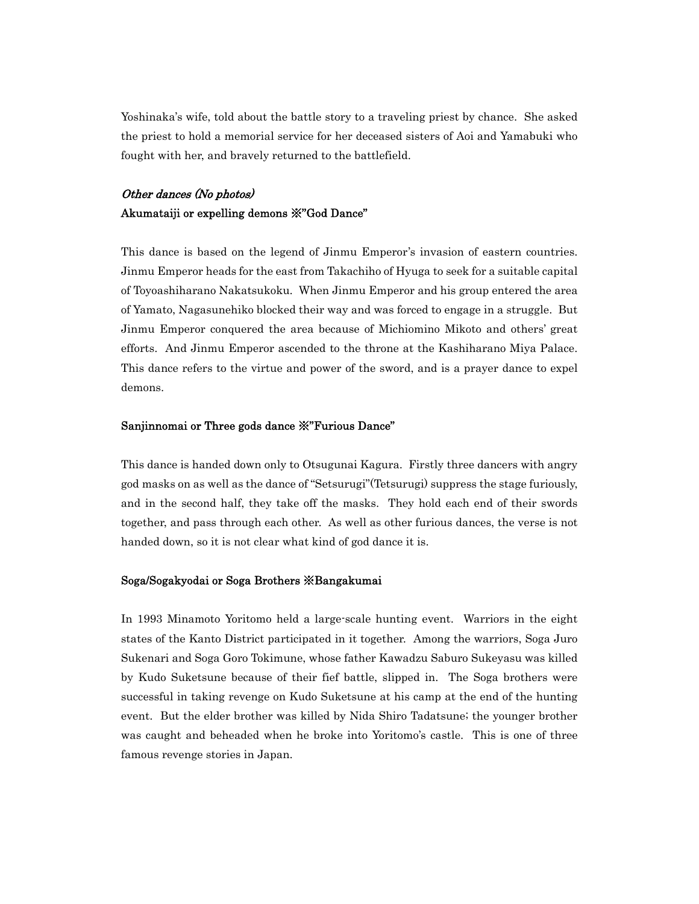Yoshinaka's wife, told about the battle story to a traveling priest by chance. She asked the priest to hold a memorial service for her deceased sisters of Aoi and Yamabuki who fought with her, and bravely returned to the battlefield.

### *Other dances (No photos)*

**Akumataiji or expelling demons ※"God Dance"**

This dance is based on the legend of Jinmu Emperor's invasion of eastern countries. Jinmu Emperor heads for the east from Takachiho of Hyuga to seek for a suitable capital of Toyoashiharano Nakatsukoku. When Jinmu Emperor and his group entered the area of Yamato, Nagasunehiko blocked their way and was forced to engage in a struggle. But Jinmu Emperor conquered the area because of Michiomino Mikoto and others' great efforts. And Jinmu Emperor ascended to the throne at the Kashiharano Miya Palace. This dance refers to the virtue and power of the sword, and is a prayer dance to expel demons.

**Sanjinnomai or Three gods dance ※"Furious Dance"**

This dance is handed down only to Otsugunai Kagura. Firstly three dancers with angry god masks on as well as the dance of "Setsurugi"(Tetsurugi) suppress the stage furiously, and in the second half, they take off the masks. They hold each end of their swords together, and pass through each other. As well as other furious dances, the verse is not handed down, so it is not clear what kind of god dance it is.

**Soga/Sogakyodai or Soga Brothers ※Bangakumai**

In 1993 Minamoto Yoritomo held a large-scale hunting event. Warriors in the eight states of the Kanto District participated in it together. Among the warriors, Soga Juro Sukenari and Soga Goro Tokimune, whose father Kawadzu Saburo Sukeyasu was killed by Kudo Suketsune because of their fief battle, slipped in. The Soga brothers were successful in taking revenge on Kudo Suketsune at his camp at the end of the hunting event. But the elder brother was killed by Nida Shiro Tadatsune; the younger brother was caught and beheaded when he broke into Yoritomo's castle. This is one of three famous revenge stories in Japan.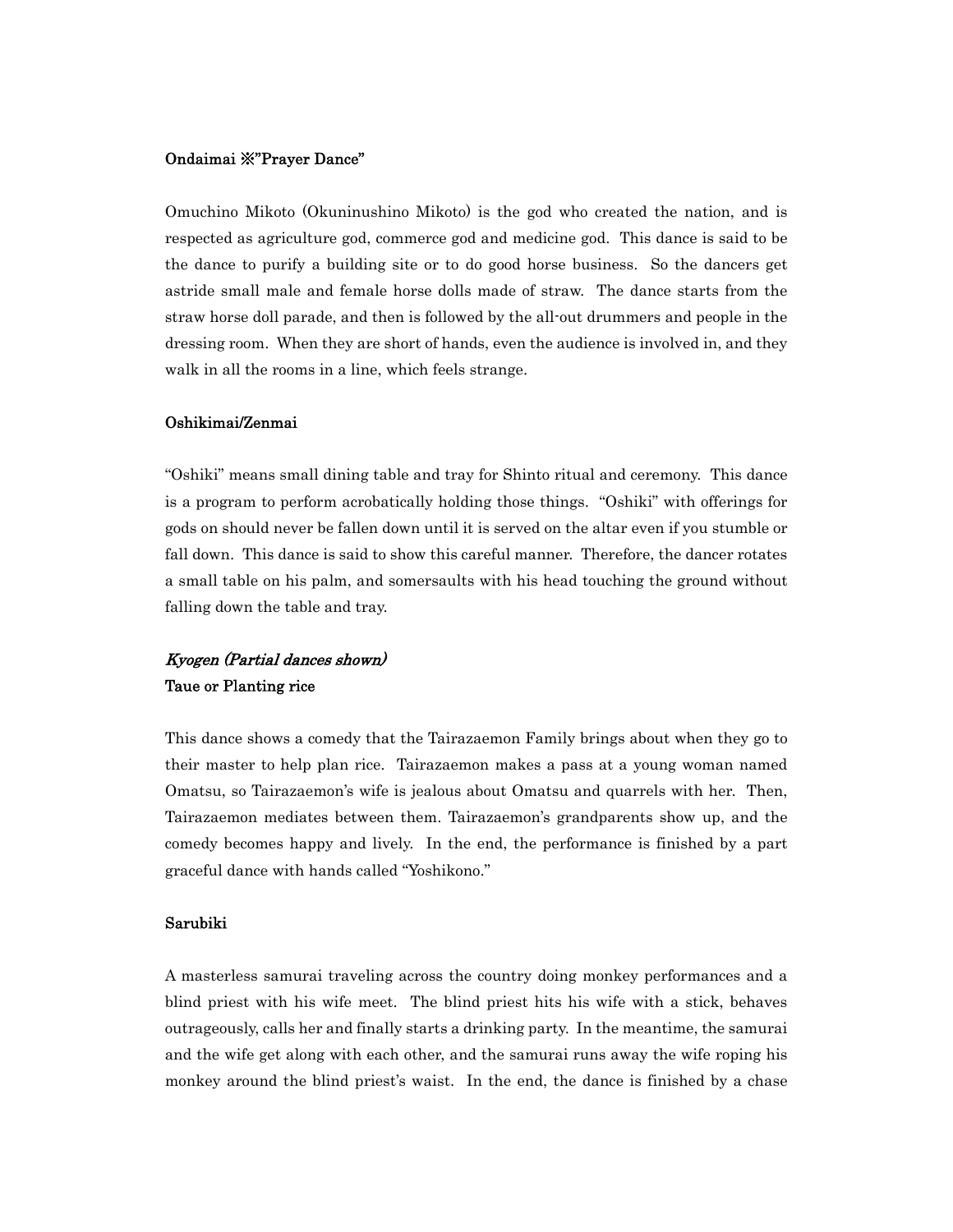**Ondaimai ※"Prayer Dance"**

Omuchino Mikoto (Okuninushino Mikoto) is the god who created the nation, and is respected as agriculture god, commerce god and medicine god. This dance is said to be the dance to purify a building site or to do good horse business. So the dancers get astride small male and female horse dolls made of straw. The dance starts from the straw horse doll parade, and then is followed by the all-out drummers and people in the dressing room. When they are short of hands, even the audience is involved in, and they walk in all the rooms in a line, which feels strange.

**Oshikimai/Zenmai**

"Oshiki" means small dining table and tray for Shinto ritual and ceremony. This dance is a program to perform acrobatically holding those things. "Oshiki" with offerings for gods on should never be fallen down until it is served on the altar even if you stumble or fall down. This dance is said to show this careful manner. Therefore, the dancer rotates a small table on his palm, and somersaults with his head touching the ground without falling down the table and tray.

***Kyogen (Partial dances shown)***

**Taue or Planting rice**

This dance shows a comedy that the Tairazaemon Family brings about when they go to their master to help plan rice. Tairazaemon makes a pass at a young woman named Omatsu, so Tairazaemon's wife is jealous about Omatsu and quarrels with her. Then, Tairazaemon mediates between them. Tairazaemon's grandparents show up, and the comedy becomes happy and lively. In the end, the performance is finished by a part graceful dance with hands called "Yoshikono."

**Sarubiki**

A masterless samurai traveling across the country doing monkey performances and a blind priest with his wife meet. The blind priest hits his wife with a stick, behaves outrageously, calls her and finally starts a drinking party. In the meantime, the samurai and the wife get along with each other, and the samurai runs away the wife roping his monkey around the blind priest's waist. In the end, the dance is finished by a chase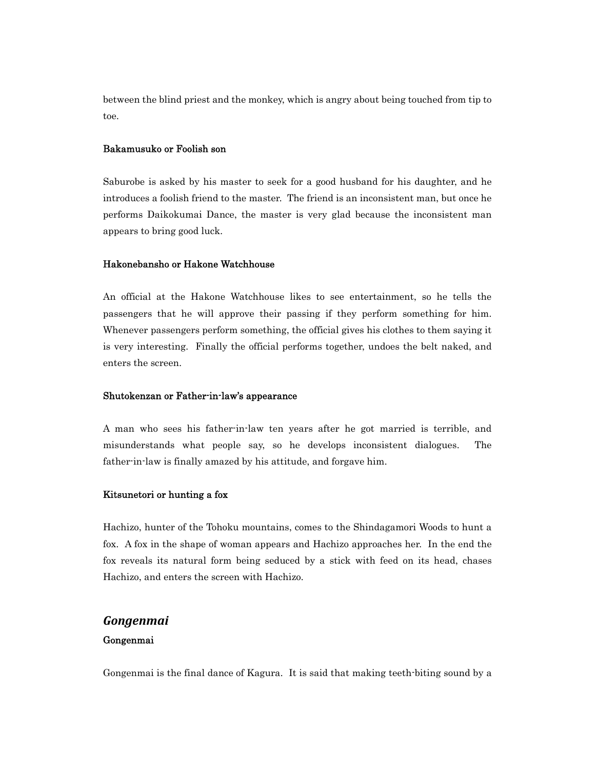between the blind priest and the monkey, which is angry about being touched from tip to toe.

**Bakamusuko or Foolish son**

Saburobe is asked by his master to seek for a good husband for his daughter, and he introduces a foolish friend to the master. The friend is an inconsistent man, but once he performs Daikokumai Dance, the master is very glad because the inconsistent man appears to bring good luck.

**Hakonebansho or Hakone Watchhouse**

An official at the Hakone Watchhouse likes to see entertainment, so he tells the passengers that he will approve their passing if they perform something for him. Whenever passengers perform something, the official gives his clothes to them saying it is very interesting. Finally the official performs together, undoes the belt naked, and enters the screen.

**Shutokenzan or Father-in-law's appearance**

A man who sees his father-in-law ten years after he got married is terrible, and misunderstands what people say, so he develops inconsistent dialogues. The father-in-law is finally amazed by his attitude, and forgave him.

**Kitsunetori or hunting a fox**

Hachizo, hunter of the Tohoku mountains, comes to the Shindagamori Woods to hunt a fox. A fox in the shape of woman appears and Hachizo approaches her. In the end the fox reveals its natural form being seduced by a stick with feed on its head, chases Hachizo, and enters the screen with Hachizo.

## *Gongenmai*

**Gongenmai**

Gongenmai is the final dance of Kagura. It is said that making teeth-biting sound by a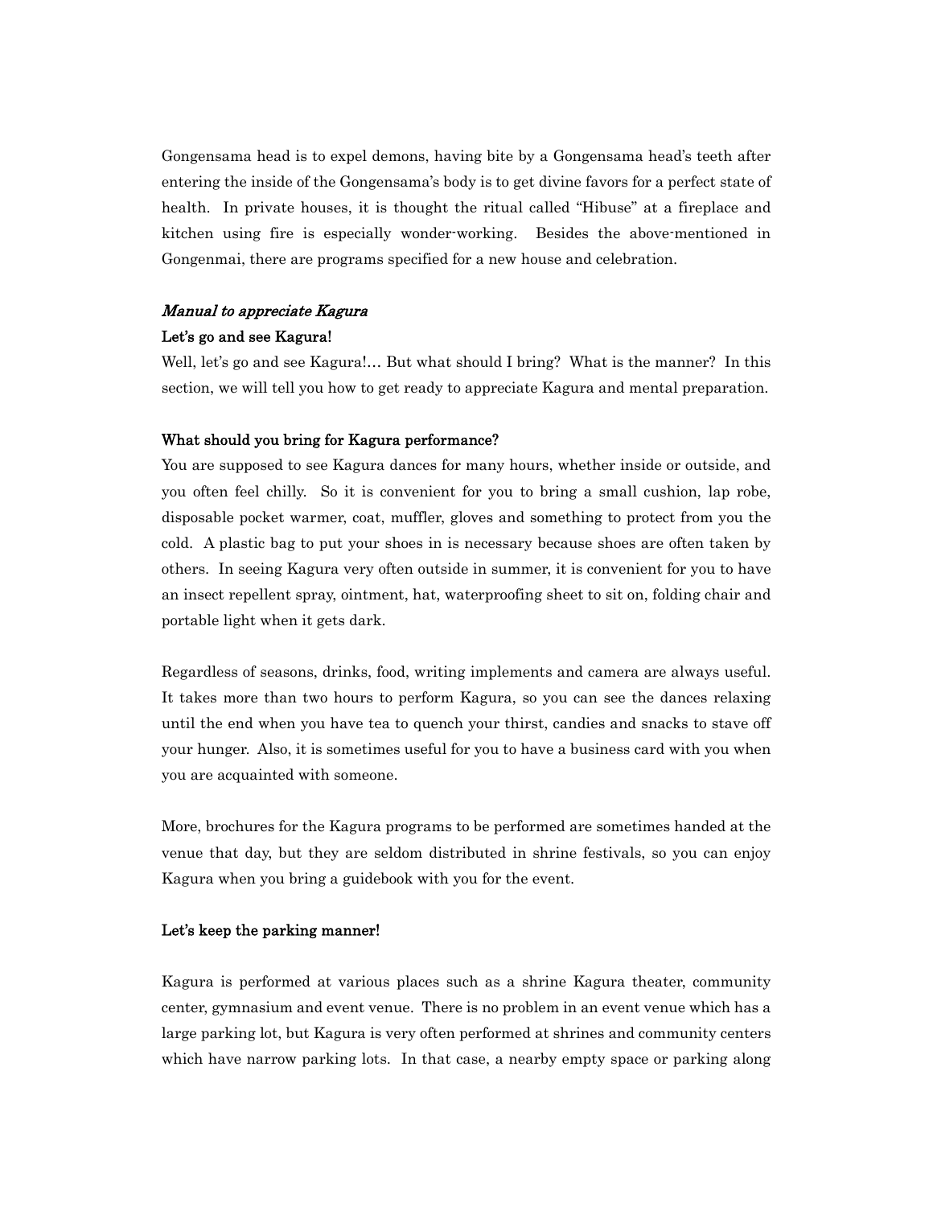Gongensama head is to expel demons, having bite by a Gongensama head's teeth after entering the inside of the Gongensama's body is to get divine favors for a perfect state of health. In private houses, it is thought the ritual called "Hibuse" at a fireplace and kitchen using fire is especially wonder-working. Besides the above-mentioned in Gongenmai, there are programs specified for a new house and celebration.

## *Manual to appreciate Kagura*

### Let's go and see Kagura!

Well, let's go and see Kagura!… But what should I bring? What is the manner? In this section, we will tell you how to get ready to appreciate Kagura and mental preparation.

### What should you bring for Kagura performance?

You are supposed to see Kagura dances for many hours, whether inside or outside, and you often feel chilly. So it is convenient for you to bring a small cushion, lap robe, disposable pocket warmer, coat, muffler, gloves and something to protect from you the cold. A plastic bag to put your shoes in is necessary because shoes are often taken by others. In seeing Kagura very often outside in summer, it is convenient for you to have an insect repellent spray, ointment, hat, waterproofing sheet to sit on, folding chair and portable light when it gets dark.

Regardless of seasons, drinks, food, writing implements and camera are always useful. It takes more than two hours to perform Kagura, so you can see the dances relaxing until the end when you have tea to quench your thirst, candies and snacks to stave off your hunger. Also, it is sometimes useful for you to have a business card with you when you are acquainted with someone.

More, brochures for the Kagura programs to be performed are sometimes handed at the venue that day, but they are seldom distributed in shrine festivals, so you can enjoy Kagura when you bring a guidebook with you for the event.

### Let's keep the parking manner!

Kagura is performed at various places such as a shrine Kagura theater, community center, gymnasium and event venue. There is no problem in an event venue which has a large parking lot, but Kagura is very often performed at shrines and community centers which have narrow parking lots. In that case, a nearby empty space or parking along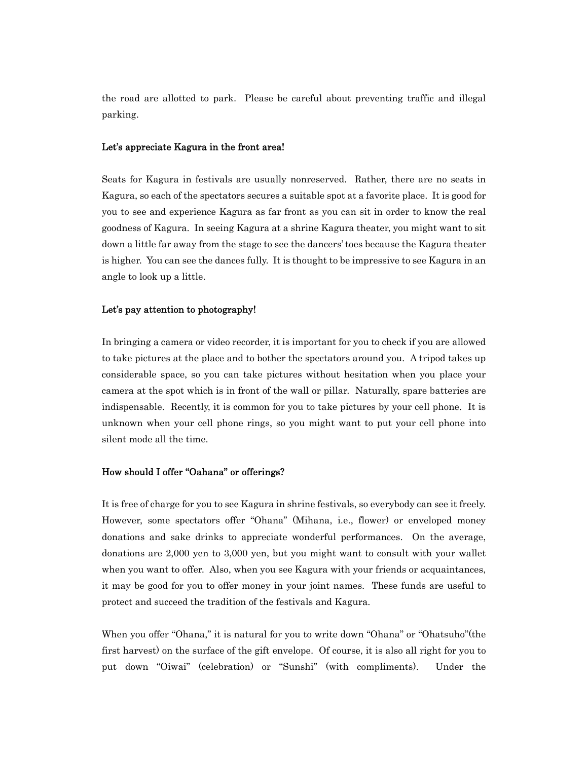the road are allotted to park. Please be careful about preventing traffic and illegal parking.

**Let's appreciate Kagura in the front area!**

Seats for Kagura in festivals are usually nonreserved. Rather, there are no seats in Kagura, so each of the spectators secures a suitable spot at a favorite place. It is good for you to see and experience Kagura as far front as you can sit in order to know the real goodness of Kagura. In seeing Kagura at a shrine Kagura theater, you might want to sit down a little far away from the stage to see the dancers' toes because the Kagura theater is higher. You can see the dances fully. It is thought to be impressive to see Kagura in an angle to look up a little.

**Let's pay attention to photography!**

In bringing a camera or video recorder, it is important for you to check if you are allowed to take pictures at the place and to bother the spectators around you. A tripod takes up considerable space, so you can take pictures without hesitation when you place your camera at the spot which is in front of the wall or pillar. Naturally, spare batteries are indispensable. Recently, it is common for you to take pictures by your cell phone. It is unknown when your cell phone rings, so you might want to put your cell phone into silent mode all the time.

**How should I offer "Oahana" or offerings?**

It is free of charge for you to see Kagura in shrine festivals, so everybody can see it freely. However, some spectators offer "Ohana" (Mihana, i.e., flower) or enveloped money donations and sake drinks to appreciate wonderful performances. On the average, donations are 2,000 yen to 3,000 yen, but you might want to consult with your wallet when you want to offer. Also, when you see Kagura with your friends or acquaintances, it may be good for you to offer money in your joint names. These funds are useful to protect and succeed the tradition of the festivals and Kagura.

When you offer "Ohana," it is natural for you to write down "Ohana" or "Ohatsuho"(the first harvest) on the surface of the gift envelope. Of course, it is also all right for you to put down "Oiwai" (celebration) or "Sunshi" (with compliments). Under the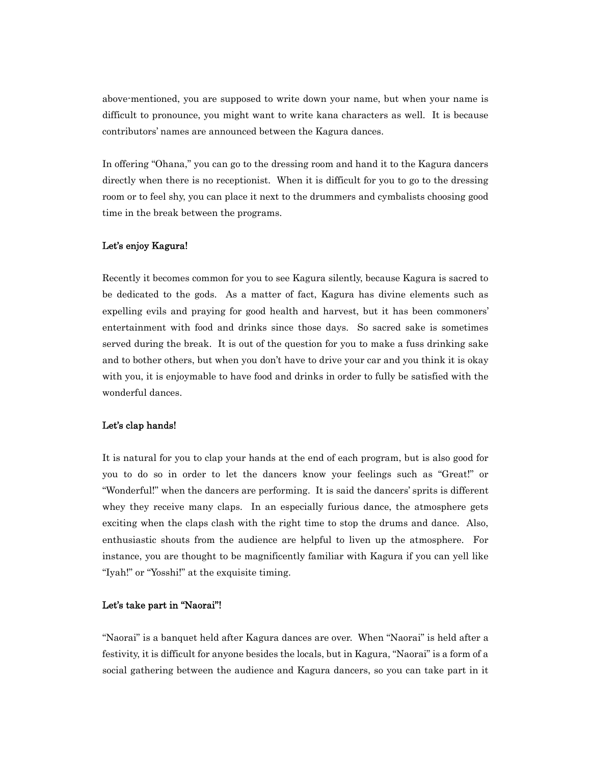above-mentioned, you are supposed to write down your name, but when your name is difficult to pronounce, you might want to write kana characters as well. It is because contributors' names are announced between the Kagura dances.

In offering "Ohana," you can go to the dressing room and hand it to the Kagura dancers directly when there is no receptionist. When it is difficult for you to go to the dressing room or to feel shy, you can place it next to the drummers and cymbalists choosing good time in the break between the programs.

**Let's enjoy Kagura!**

Recently it becomes common for you to see Kagura silently, because Kagura is sacred to be dedicated to the gods. As a matter of fact, Kagura has divine elements such as expelling evils and praying for good health and harvest, but it has been commoners' entertainment with food and drinks since those days. So sacred sake is sometimes served during the break. It is out of the question for you to make a fuss drinking sake and to bother others, but when you don't have to drive your car and you think it is okay with you, it is enjoymable to have food and drinks in order to fully be satisfied with the wonderful dances.

**Let's clap hands!**

It is natural for you to clap your hands at the end of each program, but is also good for you to do so in order to let the dancers know your feelings such as "Great!" or "Wonderful!" when the dancers are performing. It is said the dancers' sprits is different whey they receive many claps. In an especially furious dance, the atmosphere gets exciting when the claps clash with the right time to stop the drums and dance. Also, enthusiastic shouts from the audience are helpful to liven up the atmosphere. For instance, you are thought to be magnificently familiar with Kagura if you can yell like "Iyah!" or "Yosshi!" at the exquisite timing.

**Let's take part in "Naorai"!**

"Naorai" is a banquet held after Kagura dances are over. When "Naorai" is held after a festivity, it is difficult for anyone besides the locals, but in Kagura, "Naorai" is a form of a social gathering between the audience and Kagura dancers, so you can take part in it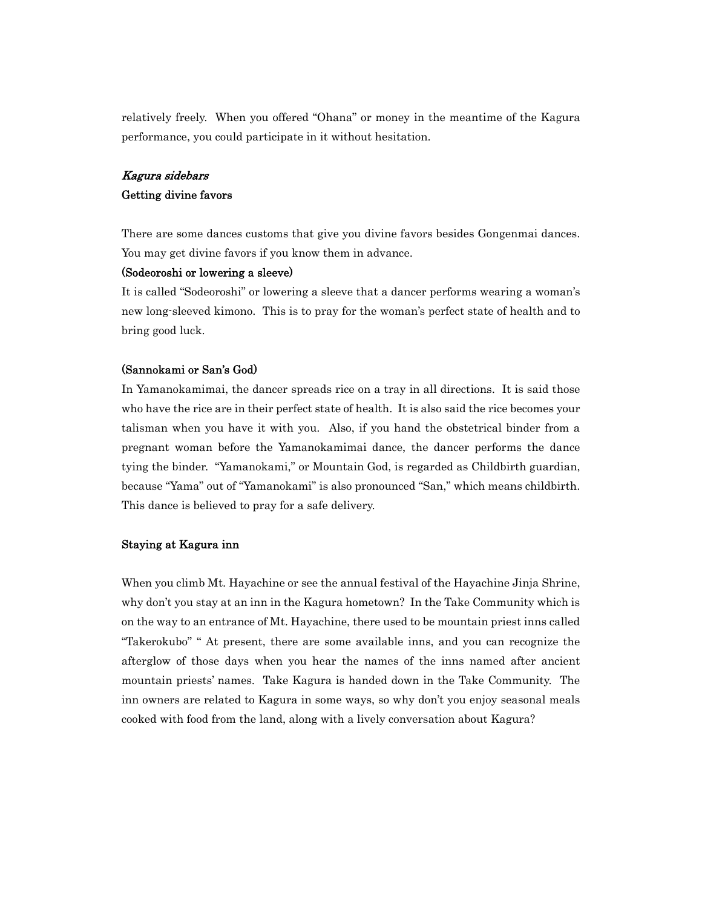relatively freely. When you offered "Ohana" or money in the meantime of the Kagura performance, you could participate in it without hesitation.

### *Kagura sidebars*

### Getting divine favors

There are some dances customs that give you divine favors besides Gongenmai dances. You may get divine favors if you know them in advance.

**(Sodeoroshi or lowering a sleeve)**

It is called "Sodeoroshi" or lowering a sleeve that a dancer performs wearing a woman's new long-sleeved kimono. This is to pray for the woman's perfect state of health and to bring good luck.

**(Sannokami or San's God)**

In Yamanokamimai, the dancer spreads rice on a tray in all directions. It is said those who have the rice are in their perfect state of health. It is also said the rice becomes your talisman when you have it with you. Also, if you hand the obstetrical binder from a pregnant woman before the Yamanokamimai dance, the dancer performs the dance tying the binder. "Yamanokami," or Mountain God, is regarded as Childbirth guardian, because "Yama" out of "Yamanokami" is also pronounced "San," which means childbirth. This dance is believed to pray for a safe delivery.

### Staying at Kagura inn

When you climb Mt. Hayachine or see the annual festival of the Hayachine Jinja Shrine, why don't you stay at an inn in the Kagura hometown? In the Take Community which is on the way to an entrance of Mt. Hayachine, there used to be mountain priest inns called "Takerokubo" " At present, there are some available inns, and you can recognize the afterglow of those days when you hear the names of the inns named after ancient mountain priests' names. Take Kagura is handed down in the Take Community. The inn owners are related to Kagura in some ways, so why don't you enjoy seasonal meals cooked with food from the land, along with a lively conversation about Kagura?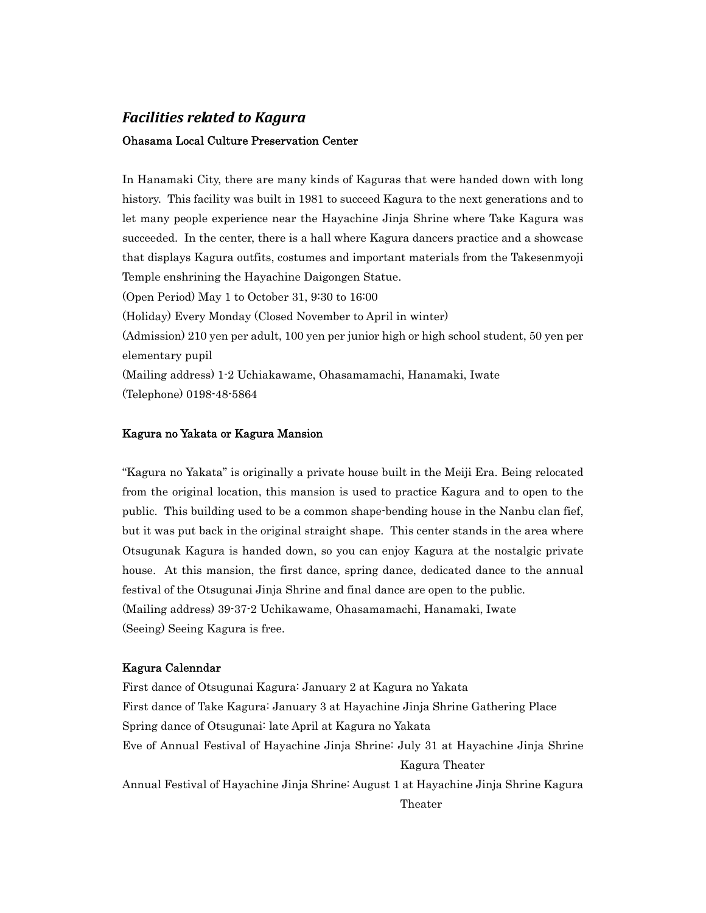## *Facilities related to Kagura*

**Ohasama Local Culture Preservation Center**

In Hanamaki City, there are many kinds of Kaguras that were handed down with long history. This facility was built in 1981 to succeed Kagura to the next generations and to let many people experience near the Hayachine Jinja Shrine where Take Kagura was succeeded. In the center, there is a hall where Kagura dancers practice and a showcase that displays Kagura outfits, costumes and important materials from the Takesenmyoji Temple enshrining the Hayachine Daigongen Statue.

(Open Period) May 1 to October 31, 9:30 to 16:00

(Holiday) Every Monday (Closed November to April in winter)

(Admission) 210 yen per adult, 100 yen per junior high or high school student, 50 yen per elementary pupil

(Mailing address) 1-2 Uchiakawame, Ohasamamachi, Hanamaki, Iwate

(Telephone) 0198-48-5864

**Kagura no Yakata or Kagura Mansion**

"Kagura no Yakata" is originally a private house built in the Meiji Era. Being relocated from the original location, this mansion is used to practice Kagura and to open to the public. This building used to be a common shape-bending house in the Nanbu clan fief, but it was put back in the original straight shape. This center stands in the area where Otsugunak Kagura is handed down, so you can enjoy Kagura at the nostalgic private house. At this mansion, the first dance, spring dance, dedicated dance to the annual festival of the Otsugunai Jinja Shrine and final dance are open to the public.

(Mailing address) 39-37-2 Uchikawame, Ohasamamachi, Hanamaki, Iwate

(Seeing) Seeing Kagura is free.

**Kagura Calenndar**

First dance of Otsugunai Kagura: January 2 at Kagura no Yakata

First dance of Take Kagura: January 3 at Hayachine Jinja Shrine Gathering Place

Spring dance of Otsugunai: late April at Kagura no Yakata

Eve of Annual Festival of Hayachine Jinja Shrine: July 31 at Hayachine Jinja Shrine Kagura Theater

Annual Festival of Hayachine Jinja Shrine: August 1 at Hayachine Jinja Shrine Kagura Theater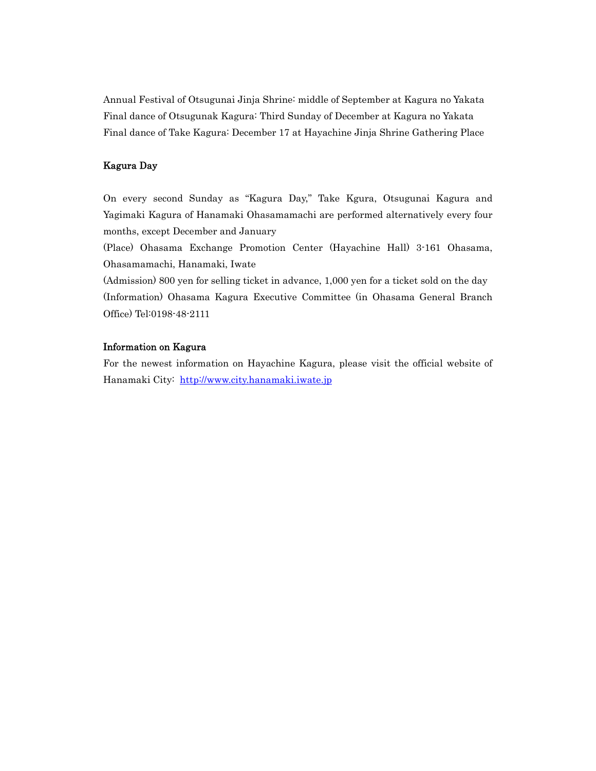Annual Festival of Otsugunai Jinja Shrine: middle of September at Kagura no Yakata
Final dance of Otsugunak Kagura: Third Sunday of December at Kagura no Yakata
Final dance of Take Kagura: December 17 at Hayachine Jinja Shrine Gathering Place

**Kagura Day**

On every second Sunday as "Kagura Day," Take Kgura, Otsugunai Kagura and Yagimaki Kagura of Hanamaki Ohasamamachi are performed alternatively every four months, except December and January

(Place) Ohasama Exchange Promotion Center (Hayachine Hall) 3-161 Ohasama, Ohasamamachi, Hanamaki, Iwate

(Admission) 800 yen for selling ticket in advance, 1,000 yen for a ticket sold on the day

(Information) Ohasama Kagura Executive Committee (in Ohasama General Branch Office) Tel:0198-48-2111

**Information on Kagura**

For the newest information on Hayachine Kagura, please visit the official website of Hanamaki City: http://www.city.hanamaki.iwate.jp